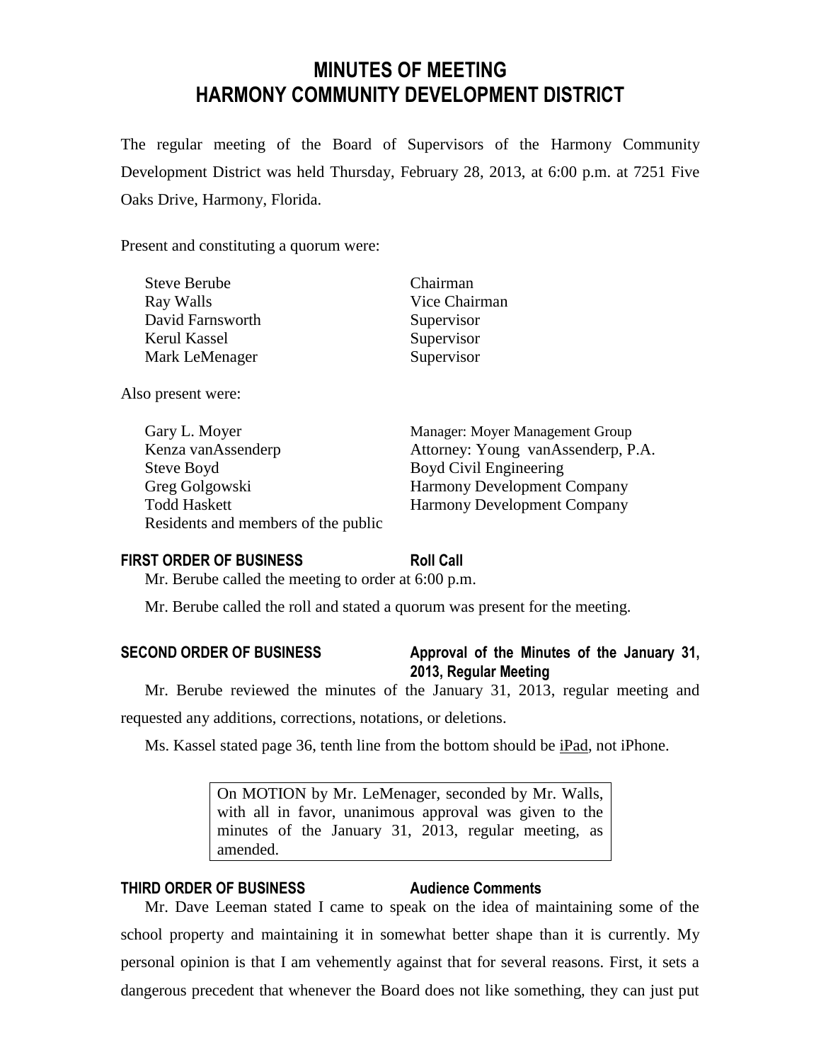# MINUTES OF MEETING
# HARMONY COMMUNITY DEVELOPMENT DISTRICT

The regular meeting of the Board of Supervisors of the Harmony Community Development District was held Thursday, February 28, 2013, at 6:00 p.m. at 7251 Five Oaks Drive, Harmony, Florida.

Present and constituting a quorum were:

| | |
|---|---|
| Steve Berube | Chairman |
| Ray Walls | Vice Chairman |
| David Farnsworth | Supervisor |
| Kerul Kassel | Supervisor |
| Mark LeMenager | Supervisor |

Also present were:

| | |
|---|---|
| Gary L. Moyer | Manager: Moyer Management Group |
| Kenza vanAssenderp | Attorney: Young vanAssenderp, P.A. |
| Steve Boyd | Boyd Civil Engineering |
| Greg Golgowski | Harmony Development Company |
| Todd Haskett | Harmony Development Company |
| Residents and members of the public | |

**FIRST ORDER OF BUSINESS** **Roll Call**

Mr. Berube called the meeting to order at 6:00 p.m.

Mr. Berube called the roll and stated a quorum was present for the meeting.

**SECOND ORDER OF BUSINESS** **Approval of the Minutes of the January 31, 2013, Regular Meeting**

Mr. Berube reviewed the minutes of the January 31, 2013, regular meeting and requested any additions, corrections, notations, or deletions.

Ms. Kassel stated page 36, tenth line from the bottom should be iPad, not iPhone.

> On MOTION by Mr. LeMenager, seconded by Mr. Walls, with all in favor, unanimous approval was given to the minutes of the January 31, 2013, regular meeting, as amended.

**THIRD ORDER OF BUSINESS** **Audience Comments**

Mr. Dave Leeman stated I came to speak on the idea of maintaining some of the school property and maintaining it in somewhat better shape than it is currently. My personal opinion is that I am vehemently against that for several reasons. First, it sets a dangerous precedent that whenever the Board does not like something, they can just put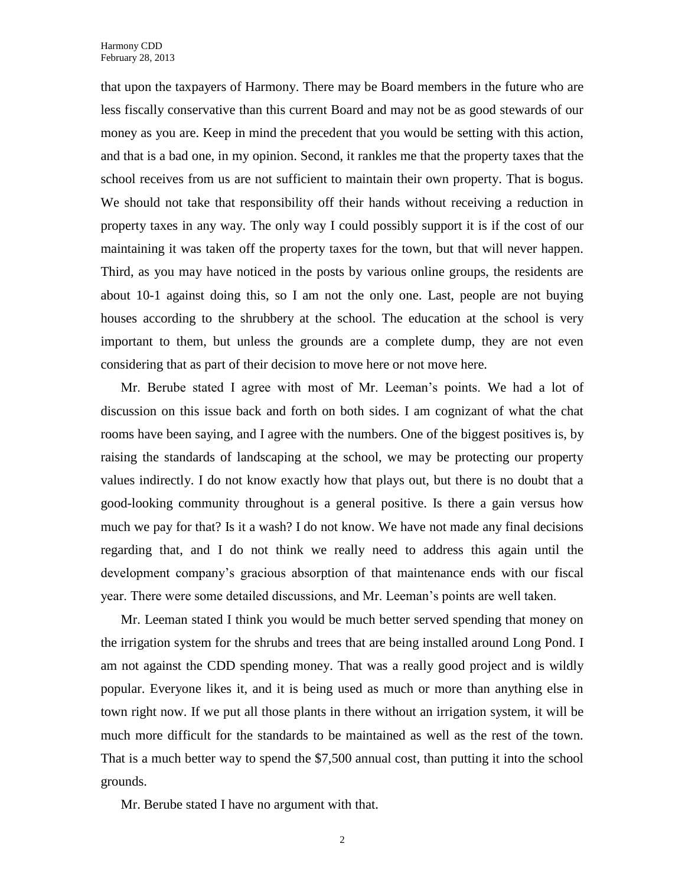that upon the taxpayers of Harmony. There may be Board members in the future who are less fiscally conservative than this current Board and may not be as good stewards of our money as you are. Keep in mind the precedent that you would be setting with this action, and that is a bad one, in my opinion. Second, it rankles me that the property taxes that the school receives from us are not sufficient to maintain their own property. That is bogus. We should not take that responsibility off their hands without receiving a reduction in property taxes in any way. The only way I could possibly support it is if the cost of our maintaining it was taken off the property taxes for the town, but that will never happen. Third, as you may have noticed in the posts by various online groups, the residents are about 10-1 against doing this, so I am not the only one. Last, people are not buying houses according to the shrubbery at the school. The education at the school is very important to them, but unless the grounds are a complete dump, they are not even considering that as part of their decision to move here or not move here.

Mr. Berube stated I agree with most of Mr. Leeman's points. We had a lot of discussion on this issue back and forth on both sides. I am cognizant of what the chat rooms have been saying, and I agree with the numbers. One of the biggest positives is, by raising the standards of landscaping at the school, we may be protecting our property values indirectly. I do not know exactly how that plays out, but there is no doubt that a good-looking community throughout is a general positive. Is there a gain versus how much we pay for that? Is it a wash? I do not know. We have not made any final decisions regarding that, and I do not think we really need to address this again until the development company's gracious absorption of that maintenance ends with our fiscal year. There were some detailed discussions, and Mr. Leeman's points are well taken.

Mr. Leeman stated I think you would be much better served spending that money on the irrigation system for the shrubs and trees that are being installed around Long Pond. I am not against the CDD spending money. That was a really good project and is wildly popular. Everyone likes it, and it is being used as much or more than anything else in town right now. If we put all those plants in there without an irrigation system, it will be much more difficult for the standards to be maintained as well as the rest of the town. That is a much better way to spend the $7,500 annual cost, than putting it into the school grounds.

Mr. Berube stated I have no argument with that.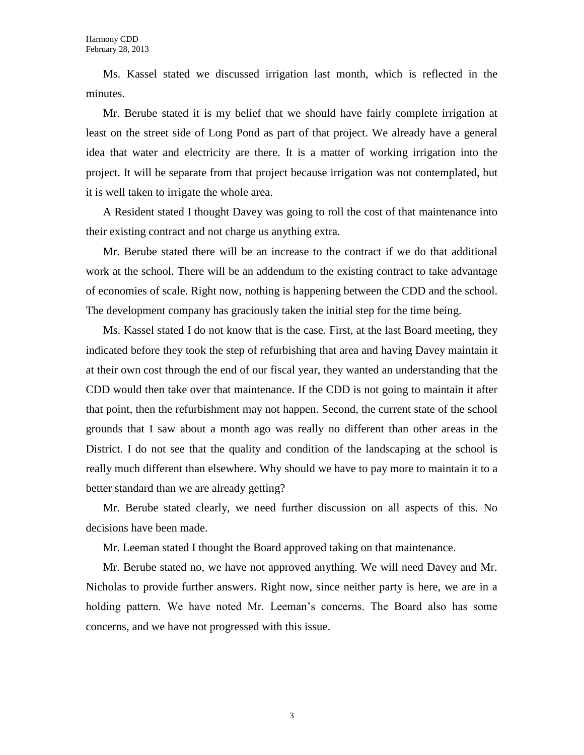Ms. Kassel stated we discussed irrigation last month, which is reflected in the minutes.

Mr. Berube stated it is my belief that we should have fairly complete irrigation at least on the street side of Long Pond as part of that project. We already have a general idea that water and electricity are there. It is a matter of working irrigation into the project. It will be separate from that project because irrigation was not contemplated, but it is well taken to irrigate the whole area.

A Resident stated I thought Davey was going to roll the cost of that maintenance into their existing contract and not charge us anything extra.

Mr. Berube stated there will be an increase to the contract if we do that additional work at the school. There will be an addendum to the existing contract to take advantage of economies of scale. Right now, nothing is happening between the CDD and the school. The development company has graciously taken the initial step for the time being.

Ms. Kassel stated I do not know that is the case. First, at the last Board meeting, they indicated before they took the step of refurbishing that area and having Davey maintain it at their own cost through the end of our fiscal year, they wanted an understanding that the CDD would then take over that maintenance. If the CDD is not going to maintain it after that point, then the refurbishment may not happen. Second, the current state of the school grounds that I saw about a month ago was really no different than other areas in the District. I do not see that the quality and condition of the landscaping at the school is really much different than elsewhere. Why should we have to pay more to maintain it to a better standard than we are already getting?

Mr. Berube stated clearly, we need further discussion on all aspects of this. No decisions have been made.

Mr. Leeman stated I thought the Board approved taking on that maintenance.

Mr. Berube stated no, we have not approved anything. We will need Davey and Mr. Nicholas to provide further answers. Right now, since neither party is here, we are in a holding pattern. We have noted Mr. Leeman's concerns. The Board also has some concerns, and we have not progressed with this issue.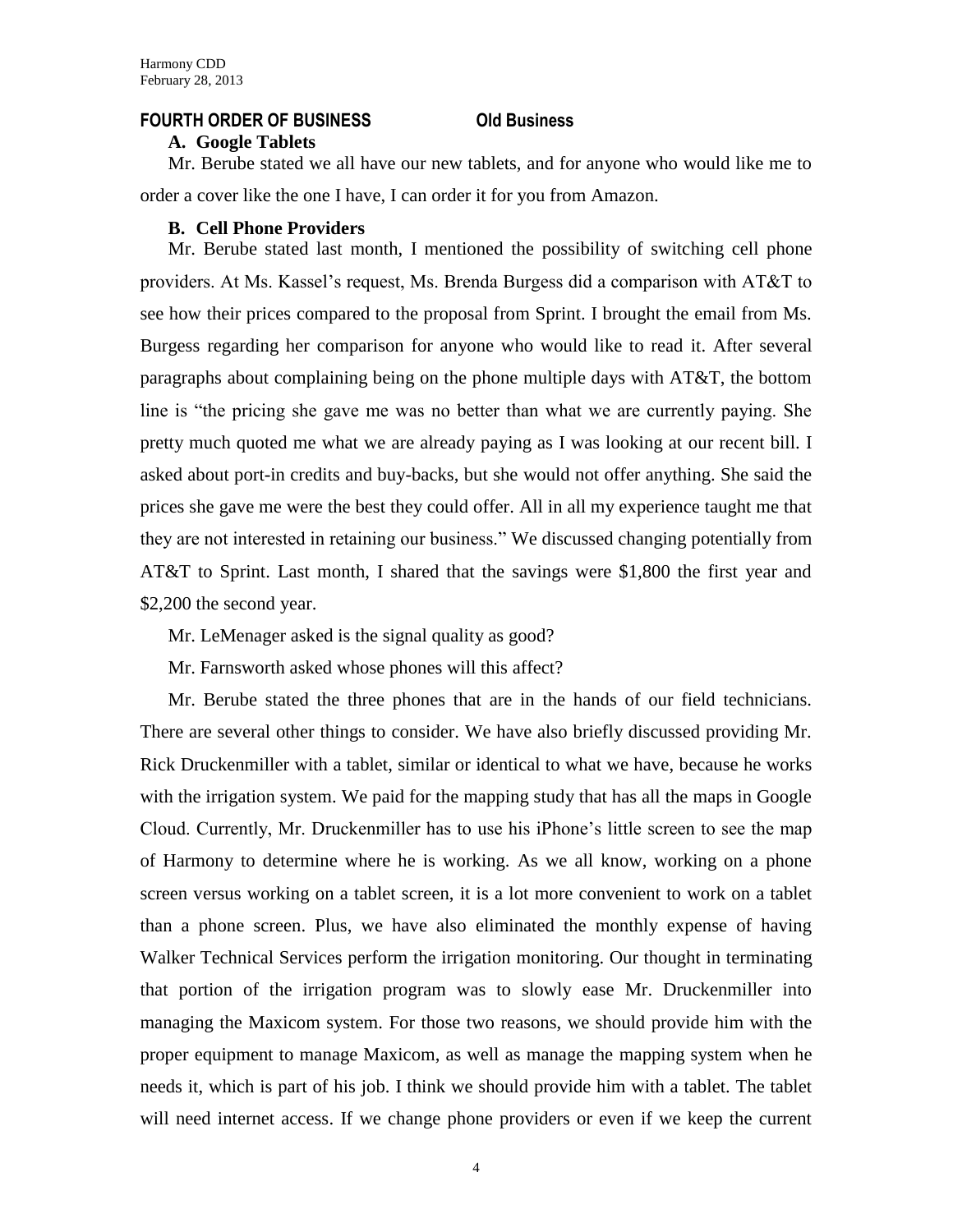## FOURTH ORDER OF BUSINESS Old Business

### A. Google Tablets

Mr. Berube stated we all have our new tablets, and for anyone who would like me to order a cover like the one I have, I can order it for you from Amazon.

### B. Cell Phone Providers

Mr. Berube stated last month, I mentioned the possibility of switching cell phone providers. At Ms. Kassel's request, Ms. Brenda Burgess did a comparison with AT&T to see how their prices compared to the proposal from Sprint. I brought the email from Ms. Burgess regarding her comparison for anyone who would like to read it. After several paragraphs about complaining being on the phone multiple days with AT&T, the bottom line is "the pricing she gave me was no better than what we are currently paying. She pretty much quoted me what we are already paying as I was looking at our recent bill. I asked about port-in credits and buy-backs, but she would not offer anything. She said the prices she gave me were the best they could offer. All in all my experience taught me that they are not interested in retaining our business." We discussed changing potentially from AT&T to Sprint. Last month, I shared that the savings were $1,800 the first year and $2,200 the second year.

Mr. LeMenager asked is the signal quality as good?

Mr. Farnsworth asked whose phones will this affect?

Mr. Berube stated the three phones that are in the hands of our field technicians. There are several other things to consider. We have also briefly discussed providing Mr. Rick Druckenmiller with a tablet, similar or identical to what we have, because he works with the irrigation system. We paid for the mapping study that has all the maps in Google Cloud. Currently, Mr. Druckenmiller has to use his iPhone's little screen to see the map of Harmony to determine where he is working. As we all know, working on a phone screen versus working on a tablet screen, it is a lot more convenient to work on a tablet than a phone screen. Plus, we have also eliminated the monthly expense of having Walker Technical Services perform the irrigation monitoring. Our thought in terminating that portion of the irrigation program was to slowly ease Mr. Druckenmiller into managing the Maxicom system. For those two reasons, we should provide him with the proper equipment to manage Maxicom, as well as manage the mapping system when he needs it, which is part of his job. I think we should provide him with a tablet. The tablet will need internet access. If we change phone providers or even if we keep the current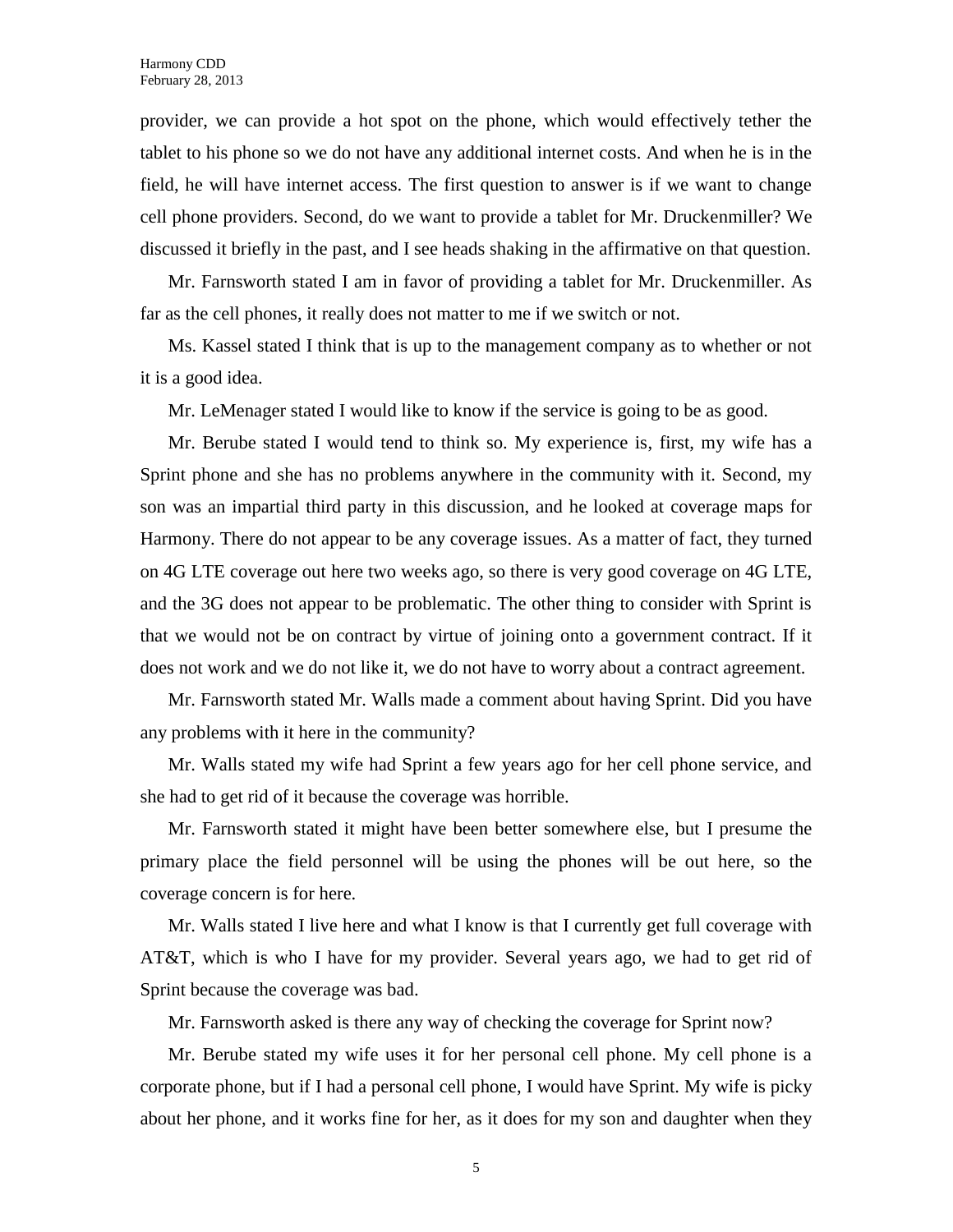provider, we can provide a hot spot on the phone, which would effectively tether the tablet to his phone so we do not have any additional internet costs. And when he is in the field, he will have internet access. The first question to answer is if we want to change cell phone providers. Second, do we want to provide a tablet for Mr. Druckenmiller? We discussed it briefly in the past, and I see heads shaking in the affirmative on that question.

Mr. Farnsworth stated I am in favor of providing a tablet for Mr. Druckenmiller. As far as the cell phones, it really does not matter to me if we switch or not.

Ms. Kassel stated I think that is up to the management company as to whether or not it is a good idea.

Mr. LeMenager stated I would like to know if the service is going to be as good.

Mr. Berube stated I would tend to think so. My experience is, first, my wife has a Sprint phone and she has no problems anywhere in the community with it. Second, my son was an impartial third party in this discussion, and he looked at coverage maps for Harmony. There do not appear to be any coverage issues. As a matter of fact, they turned on 4G LTE coverage out here two weeks ago, so there is very good coverage on 4G LTE, and the 3G does not appear to be problematic. The other thing to consider with Sprint is that we would not be on contract by virtue of joining onto a government contract. If it does not work and we do not like it, we do not have to worry about a contract agreement.

Mr. Farnsworth stated Mr. Walls made a comment about having Sprint. Did you have any problems with it here in the community?

Mr. Walls stated my wife had Sprint a few years ago for her cell phone service, and she had to get rid of it because the coverage was horrible.

Mr. Farnsworth stated it might have been better somewhere else, but I presume the primary place the field personnel will be using the phones will be out here, so the coverage concern is for here.

Mr. Walls stated I live here and what I know is that I currently get full coverage with AT&T, which is who I have for my provider. Several years ago, we had to get rid of Sprint because the coverage was bad.

Mr. Farnsworth asked is there any way of checking the coverage for Sprint now?

Mr. Berube stated my wife uses it for her personal cell phone. My cell phone is a corporate phone, but if I had a personal cell phone, I would have Sprint. My wife is picky about her phone, and it works fine for her, as it does for my son and daughter when they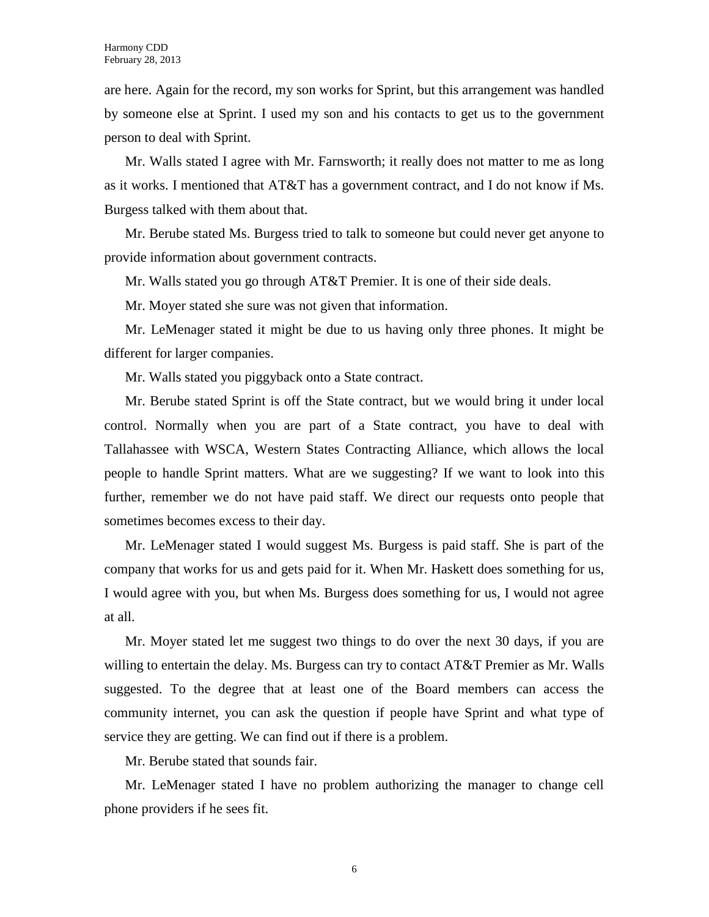are here. Again for the record, my son works for Sprint, but this arrangement was handled by someone else at Sprint. I used my son and his contacts to get us to the government person to deal with Sprint.

Mr. Walls stated I agree with Mr. Farnsworth; it really does not matter to me as long as it works. I mentioned that AT&T has a government contract, and I do not know if Ms. Burgess talked with them about that.

Mr. Berube stated Ms. Burgess tried to talk to someone but could never get anyone to provide information about government contracts.

Mr. Walls stated you go through AT&T Premier. It is one of their side deals.

Mr. Moyer stated she sure was not given that information.

Mr. LeMenager stated it might be due to us having only three phones. It might be different for larger companies.

Mr. Walls stated you piggyback onto a State contract.

Mr. Berube stated Sprint is off the State contract, but we would bring it under local control. Normally when you are part of a State contract, you have to deal with Tallahassee with WSCA, Western States Contracting Alliance, which allows the local people to handle Sprint matters. What are we suggesting? If we want to look into this further, remember we do not have paid staff. We direct our requests onto people that sometimes becomes excess to their day.

Mr. LeMenager stated I would suggest Ms. Burgess is paid staff. She is part of the company that works for us and gets paid for it. When Mr. Haskett does something for us, I would agree with you, but when Ms. Burgess does something for us, I would not agree at all.

Mr. Moyer stated let me suggest two things to do over the next 30 days, if you are willing to entertain the delay. Ms. Burgess can try to contact AT&T Premier as Mr. Walls suggested. To the degree that at least one of the Board members can access the community internet, you can ask the question if people have Sprint and what type of service they are getting. We can find out if there is a problem.

Mr. Berube stated that sounds fair.

Mr. LeMenager stated I have no problem authorizing the manager to change cell phone providers if he sees fit.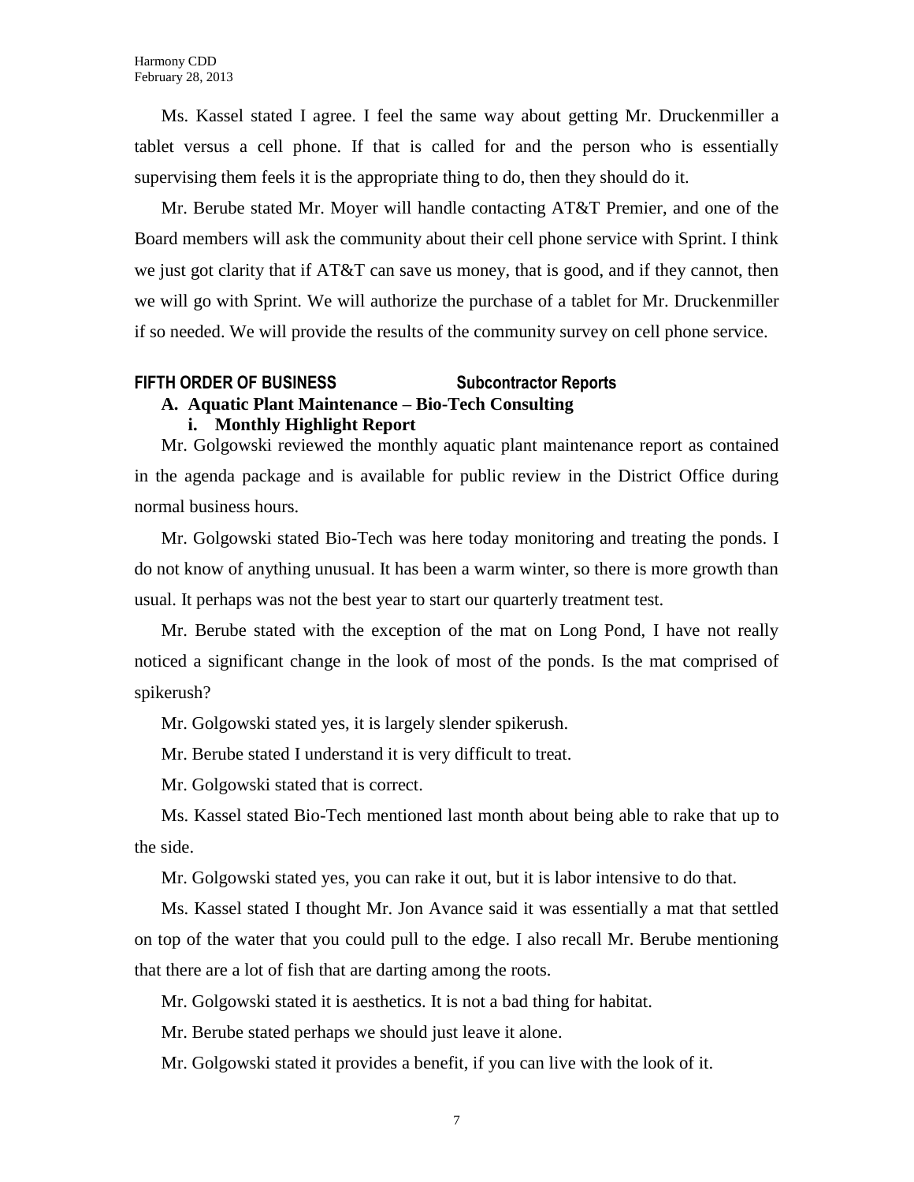Ms. Kassel stated I agree. I feel the same way about getting Mr. Druckenmiller a tablet versus a cell phone. If that is called for and the person who is essentially supervising them feels it is the appropriate thing to do, then they should do it.

Mr. Berube stated Mr. Moyer will handle contacting AT&T Premier, and one of the Board members will ask the community about their cell phone service with Sprint. I think we just got clarity that if AT&T can save us money, that is good, and if they cannot, then we will go with Sprint. We will authorize the purchase of a tablet for Mr. Druckenmiller if so needed. We will provide the results of the community survey on cell phone service.

## FIFTH ORDER OF BUSINESS Subcontractor Reports

### A. Aquatic Plant Maintenance – Bio-Tech Consulting

#### i. Monthly Highlight Report

Mr. Golgowski reviewed the monthly aquatic plant maintenance report as contained in the agenda package and is available for public review in the District Office during normal business hours.

Mr. Golgowski stated Bio-Tech was here today monitoring and treating the ponds. I do not know of anything unusual. It has been a warm winter, so there is more growth than usual. It perhaps was not the best year to start our quarterly treatment test.

Mr. Berube stated with the exception of the mat on Long Pond, I have not really noticed a significant change in the look of most of the ponds. Is the mat comprised of spikerush?

Mr. Golgowski stated yes, it is largely slender spikerush.

Mr. Berube stated I understand it is very difficult to treat.

Mr. Golgowski stated that is correct.

Ms. Kassel stated Bio-Tech mentioned last month about being able to rake that up to the side.

Mr. Golgowski stated yes, you can rake it out, but it is labor intensive to do that.

Ms. Kassel stated I thought Mr. Jon Avance said it was essentially a mat that settled on top of the water that you could pull to the edge. I also recall Mr. Berube mentioning that there are a lot of fish that are darting among the roots.

Mr. Golgowski stated it is aesthetics. It is not a bad thing for habitat.

Mr. Berube stated perhaps we should just leave it alone.

Mr. Golgowski stated it provides a benefit, if you can live with the look of it.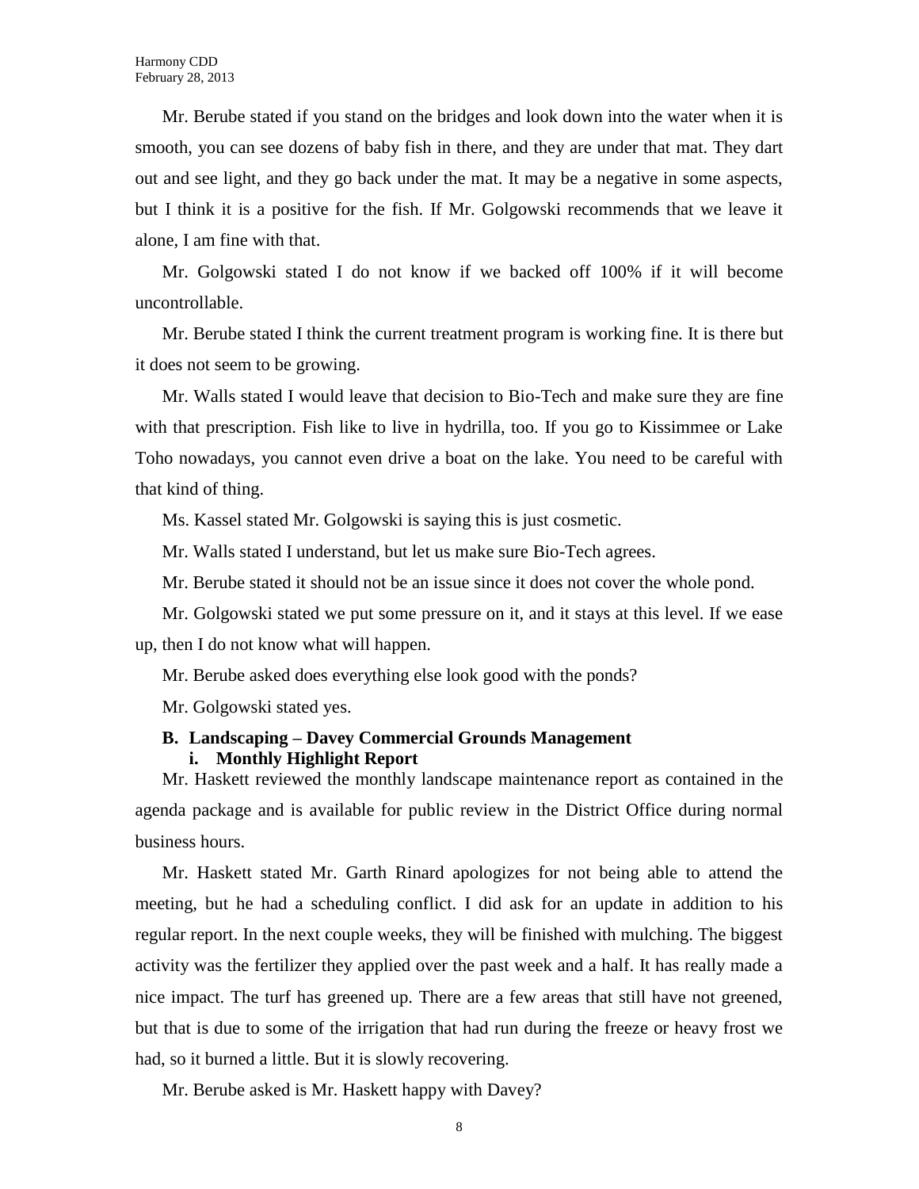Mr. Berube stated if you stand on the bridges and look down into the water when it is smooth, you can see dozens of baby fish in there, and they are under that mat. They dart out and see light, and they go back under the mat. It may be a negative in some aspects, but I think it is a positive for the fish. If Mr. Golgowski recommends that we leave it alone, I am fine with that.

Mr. Golgowski stated I do not know if we backed off 100% if it will become uncontrollable.

Mr. Berube stated I think the current treatment program is working fine. It is there but it does not seem to be growing.

Mr. Walls stated I would leave that decision to Bio-Tech and make sure they are fine with that prescription. Fish like to live in hydrilla, too. If you go to Kissimmee or Lake Toho nowadays, you cannot even drive a boat on the lake. You need to be careful with that kind of thing.

Ms. Kassel stated Mr. Golgowski is saying this is just cosmetic.

Mr. Walls stated I understand, but let us make sure Bio-Tech agrees.

Mr. Berube stated it should not be an issue since it does not cover the whole pond.

Mr. Golgowski stated we put some pressure on it, and it stays at this level. If we ease up, then I do not know what will happen.

Mr. Berube asked does everything else look good with the ponds?

Mr. Golgowski stated yes.

**B. Landscaping – Davey Commercial Grounds Management**

**i. Monthly Highlight Report**

Mr. Haskett reviewed the monthly landscape maintenance report as contained in the agenda package and is available for public review in the District Office during normal business hours.

Mr. Haskett stated Mr. Garth Rinard apologizes for not being able to attend the meeting, but he had a scheduling conflict. I did ask for an update in addition to his regular report. In the next couple weeks, they will be finished with mulching. The biggest activity was the fertilizer they applied over the past week and a half. It has really made a nice impact. The turf has greened up. There are a few areas that still have not greened, but that is due to some of the irrigation that had run during the freeze or heavy frost we had, so it burned a little. But it is slowly recovering.

Mr. Berube asked is Mr. Haskett happy with Davey?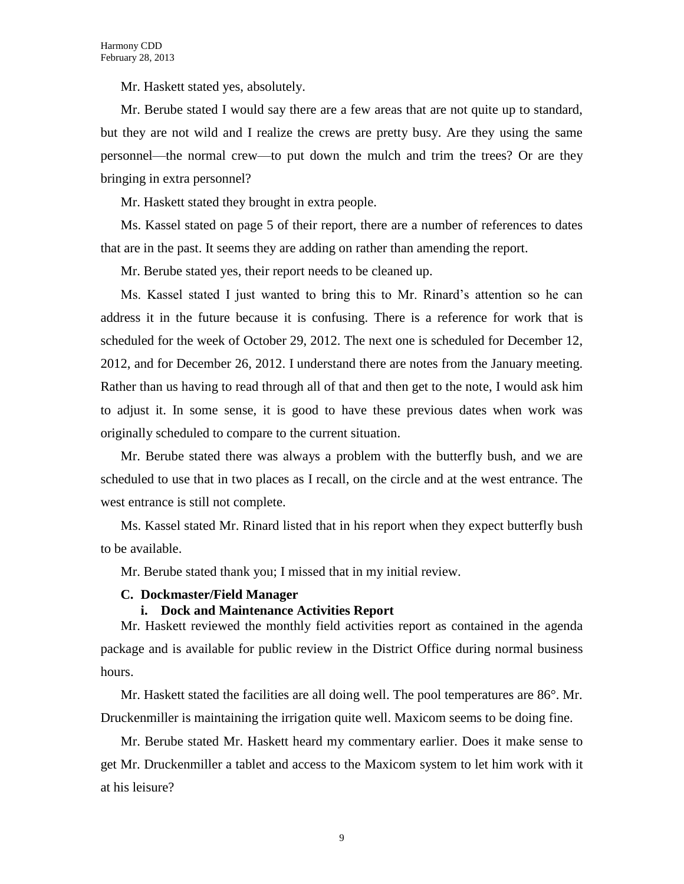Mr. Haskett stated yes, absolutely.

Mr. Berube stated I would say there are a few areas that are not quite up to standard, but they are not wild and I realize the crews are pretty busy. Are they using the same personnel—the normal crew—to put down the mulch and trim the trees? Or are they bringing in extra personnel?

Mr. Haskett stated they brought in extra people.

Ms. Kassel stated on page 5 of their report, there are a number of references to dates that are in the past. It seems they are adding on rather than amending the report.

Mr. Berube stated yes, their report needs to be cleaned up.

Ms. Kassel stated I just wanted to bring this to Mr. Rinard's attention so he can address it in the future because it is confusing. There is a reference for work that is scheduled for the week of October 29, 2012. The next one is scheduled for December 12, 2012, and for December 26, 2012. I understand there are notes from the January meeting. Rather than us having to read through all of that and then get to the note, I would ask him to adjust it. In some sense, it is good to have these previous dates when work was originally scheduled to compare to the current situation.

Mr. Berube stated there was always a problem with the butterfly bush, and we are scheduled to use that in two places as I recall, on the circle and at the west entrance. The west entrance is still not complete.

Ms. Kassel stated Mr. Rinard listed that in his report when they expect butterfly bush to be available.

Mr. Berube stated thank you; I missed that in my initial review.

**C. Dockmaster/Field Manager**

**i. Dock and Maintenance Activities Report**

Mr. Haskett reviewed the monthly field activities report as contained in the agenda package and is available for public review in the District Office during normal business hours.

Mr. Haskett stated the facilities are all doing well. The pool temperatures are 86°. Mr. Druckenmiller is maintaining the irrigation quite well. Maxicom seems to be doing fine.

Mr. Berube stated Mr. Haskett heard my commentary earlier. Does it make sense to get Mr. Druckenmiller a tablet and access to the Maxicom system to let him work with it at his leisure?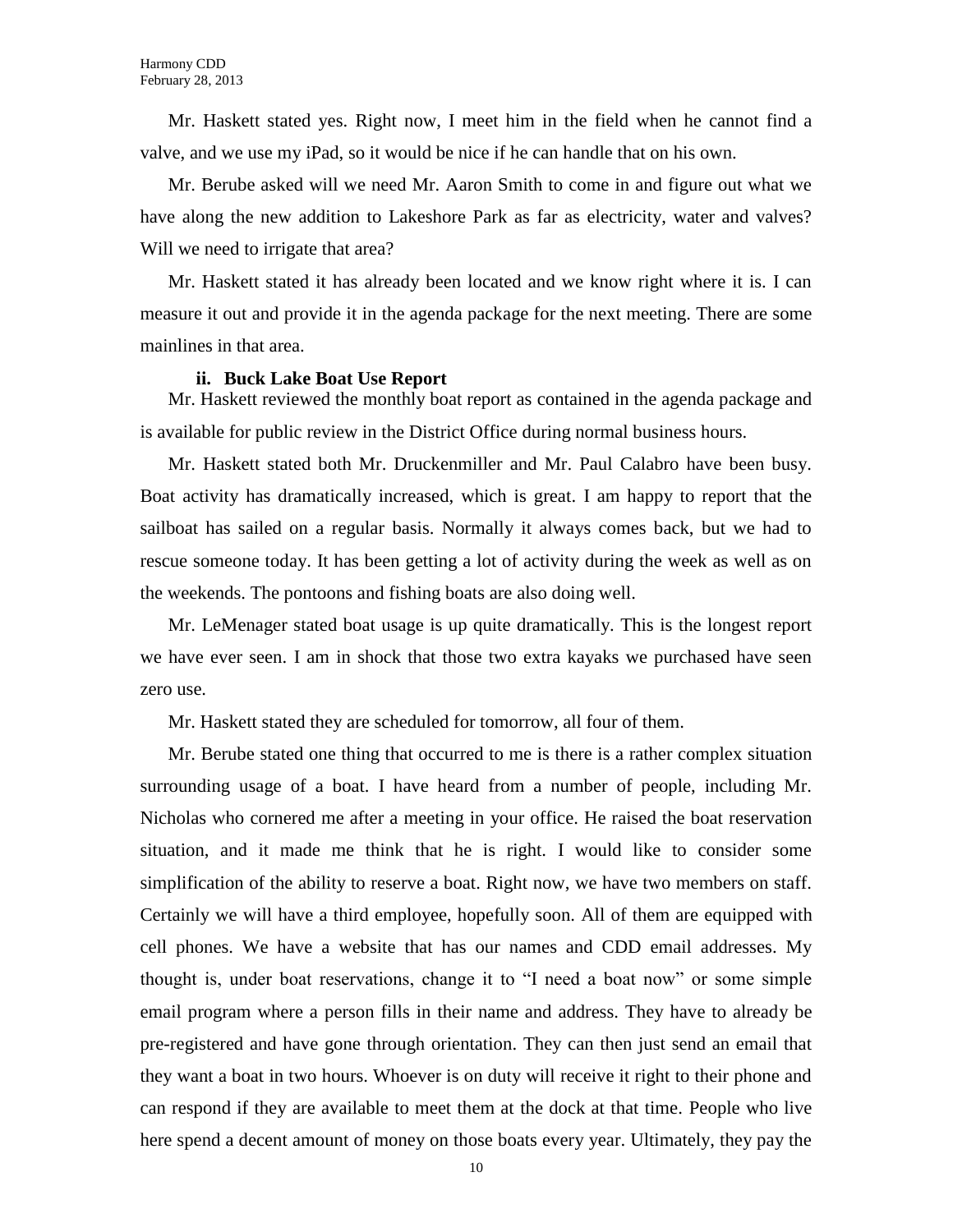Mr. Haskett stated yes. Right now, I meet him in the field when he cannot find a valve, and we use my iPad, so it would be nice if he can handle that on his own.

Mr. Berube asked will we need Mr. Aaron Smith to come in and figure out what we have along the new addition to Lakeshore Park as far as electricity, water and valves? Will we need to irrigate that area?

Mr. Haskett stated it has already been located and we know right where it is. I can measure it out and provide it in the agenda package for the next meeting. There are some mainlines in that area.

**ii. Buck Lake Boat Use Report**

Mr. Haskett reviewed the monthly boat report as contained in the agenda package and is available for public review in the District Office during normal business hours.

Mr. Haskett stated both Mr. Druckenmiller and Mr. Paul Calabro have been busy. Boat activity has dramatically increased, which is great. I am happy to report that the sailboat has sailed on a regular basis. Normally it always comes back, but we had to rescue someone today. It has been getting a lot of activity during the week as well as on the weekends. The pontoons and fishing boats are also doing well.

Mr. LeMenager stated boat usage is up quite dramatically. This is the longest report we have ever seen. I am in shock that those two extra kayaks we purchased have seen zero use.

Mr. Haskett stated they are scheduled for tomorrow, all four of them.

Mr. Berube stated one thing that occurred to me is there is a rather complex situation surrounding usage of a boat. I have heard from a number of people, including Mr. Nicholas who cornered me after a meeting in your office. He raised the boat reservation situation, and it made me think that he is right. I would like to consider some simplification of the ability to reserve a boat. Right now, we have two members on staff. Certainly we will have a third employee, hopefully soon. All of them are equipped with cell phones. We have a website that has our names and CDD email addresses. My thought is, under boat reservations, change it to "I need a boat now" or some simple email program where a person fills in their name and address. They have to already be pre-registered and have gone through orientation. They can then just send an email that they want a boat in two hours. Whoever is on duty will receive it right to their phone and can respond if they are available to meet them at the dock at that time. People who live here spend a decent amount of money on those boats every year. Ultimately, they pay the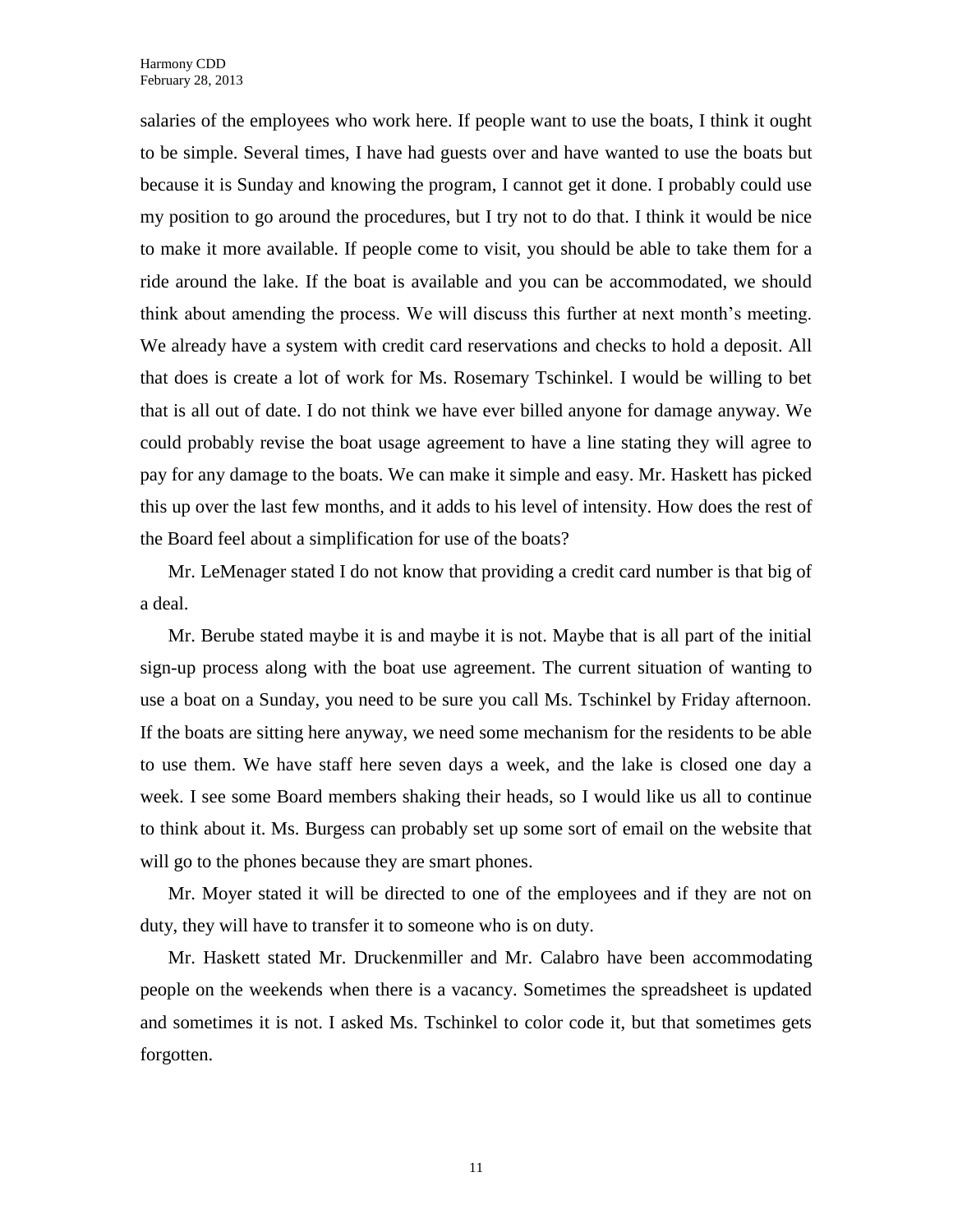salaries of the employees who work here. If people want to use the boats, I think it ought to be simple. Several times, I have had guests over and have wanted to use the boats but because it is Sunday and knowing the program, I cannot get it done. I probably could use my position to go around the procedures, but I try not to do that. I think it would be nice to make it more available. If people come to visit, you should be able to take them for a ride around the lake. If the boat is available and you can be accommodated, we should think about amending the process. We will discuss this further at next month's meeting. We already have a system with credit card reservations and checks to hold a deposit. All that does is create a lot of work for Ms. Rosemary Tschinkel. I would be willing to bet that is all out of date. I do not think we have ever billed anyone for damage anyway. We could probably revise the boat usage agreement to have a line stating they will agree to pay for any damage to the boats. We can make it simple and easy. Mr. Haskett has picked this up over the last few months, and it adds to his level of intensity. How does the rest of the Board feel about a simplification for use of the boats?

Mr. LeMenager stated I do not know that providing a credit card number is that big of a deal.

Mr. Berube stated maybe it is and maybe it is not. Maybe that is all part of the initial sign-up process along with the boat use agreement. The current situation of wanting to use a boat on a Sunday, you need to be sure you call Ms. Tschinkel by Friday afternoon. If the boats are sitting here anyway, we need some mechanism for the residents to be able to use them. We have staff here seven days a week, and the lake is closed one day a week. I see some Board members shaking their heads, so I would like us all to continue to think about it. Ms. Burgess can probably set up some sort of email on the website that will go to the phones because they are smart phones.

Mr. Moyer stated it will be directed to one of the employees and if they are not on duty, they will have to transfer it to someone who is on duty.

Mr. Haskett stated Mr. Druckenmiller and Mr. Calabro have been accommodating people on the weekends when there is a vacancy. Sometimes the spreadsheet is updated and sometimes it is not. I asked Ms. Tschinkel to color code it, but that sometimes gets forgotten.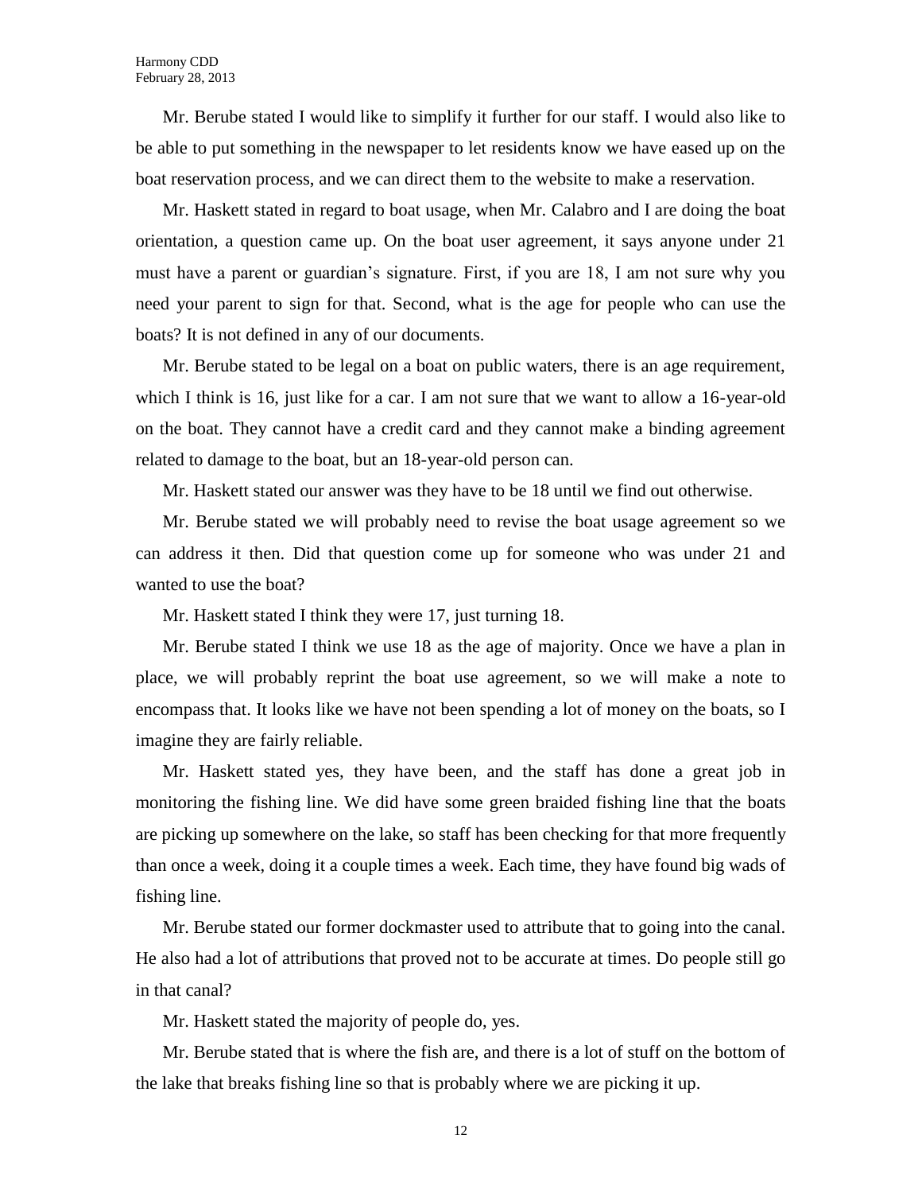Mr. Berube stated I would like to simplify it further for our staff. I would also like to be able to put something in the newspaper to let residents know we have eased up on the boat reservation process, and we can direct them to the website to make a reservation.

Mr. Haskett stated in regard to boat usage, when Mr. Calabro and I are doing the boat orientation, a question came up. On the boat user agreement, it says anyone under 21 must have a parent or guardian's signature. First, if you are 18, I am not sure why you need your parent to sign for that. Second, what is the age for people who can use the boats? It is not defined in any of our documents.

Mr. Berube stated to be legal on a boat on public waters, there is an age requirement, which I think is 16, just like for a car. I am not sure that we want to allow a 16-year-old on the boat. They cannot have a credit card and they cannot make a binding agreement related to damage to the boat, but an 18-year-old person can.

Mr. Haskett stated our answer was they have to be 18 until we find out otherwise.

Mr. Berube stated we will probably need to revise the boat usage agreement so we can address it then. Did that question come up for someone who was under 21 and wanted to use the boat?

Mr. Haskett stated I think they were 17, just turning 18.

Mr. Berube stated I think we use 18 as the age of majority. Once we have a plan in place, we will probably reprint the boat use agreement, so we will make a note to encompass that. It looks like we have not been spending a lot of money on the boats, so I imagine they are fairly reliable.

Mr. Haskett stated yes, they have been, and the staff has done a great job in monitoring the fishing line. We did have some green braided fishing line that the boats are picking up somewhere on the lake, so staff has been checking for that more frequently than once a week, doing it a couple times a week. Each time, they have found big wads of fishing line.

Mr. Berube stated our former dockmaster used to attribute that to going into the canal. He also had a lot of attributions that proved not to be accurate at times. Do people still go in that canal?

Mr. Haskett stated the majority of people do, yes.

Mr. Berube stated that is where the fish are, and there is a lot of stuff on the bottom of the lake that breaks fishing line so that is probably where we are picking it up.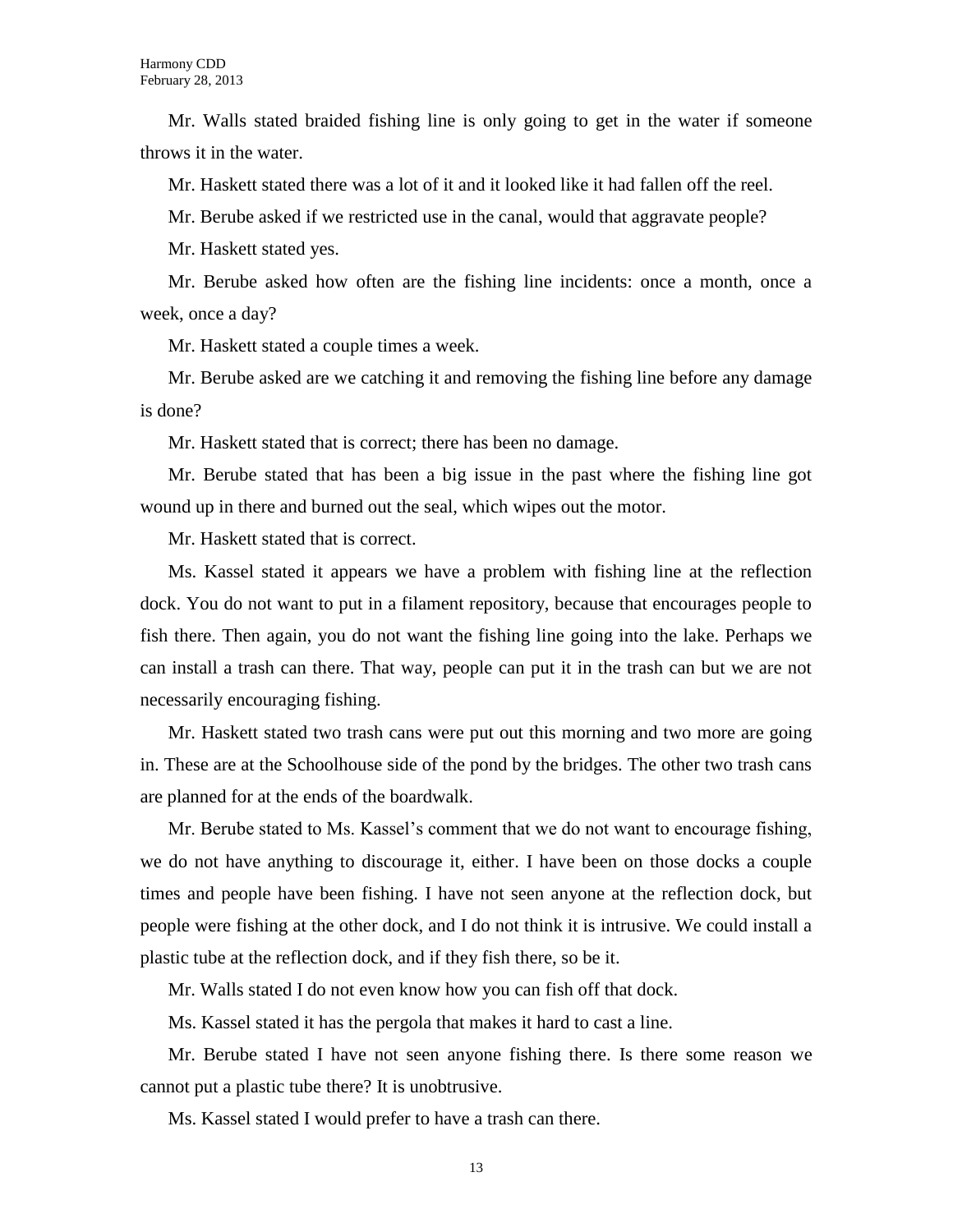Mr. Walls stated braided fishing line is only going to get in the water if someone throws it in the water.

Mr. Haskett stated there was a lot of it and it looked like it had fallen off the reel.

Mr. Berube asked if we restricted use in the canal, would that aggravate people?

Mr. Haskett stated yes.

Mr. Berube asked how often are the fishing line incidents: once a month, once a week, once a day?

Mr. Haskett stated a couple times a week.

Mr. Berube asked are we catching it and removing the fishing line before any damage is done?

Mr. Haskett stated that is correct; there has been no damage.

Mr. Berube stated that has been a big issue in the past where the fishing line got wound up in there and burned out the seal, which wipes out the motor.

Mr. Haskett stated that is correct.

Ms. Kassel stated it appears we have a problem with fishing line at the reflection dock. You do not want to put in a filament repository, because that encourages people to fish there. Then again, you do not want the fishing line going into the lake. Perhaps we can install a trash can there. That way, people can put it in the trash can but we are not necessarily encouraging fishing.

Mr. Haskett stated two trash cans were put out this morning and two more are going in. These are at the Schoolhouse side of the pond by the bridges. The other two trash cans are planned for at the ends of the boardwalk.

Mr. Berube stated to Ms. Kassel's comment that we do not want to encourage fishing, we do not have anything to discourage it, either. I have been on those docks a couple times and people have been fishing. I have not seen anyone at the reflection dock, but people were fishing at the other dock, and I do not think it is intrusive. We could install a plastic tube at the reflection dock, and if they fish there, so be it.

Mr. Walls stated I do not even know how you can fish off that dock.

Ms. Kassel stated it has the pergola that makes it hard to cast a line.

Mr. Berube stated I have not seen anyone fishing there. Is there some reason we cannot put a plastic tube there? It is unobtrusive.

Ms. Kassel stated I would prefer to have a trash can there.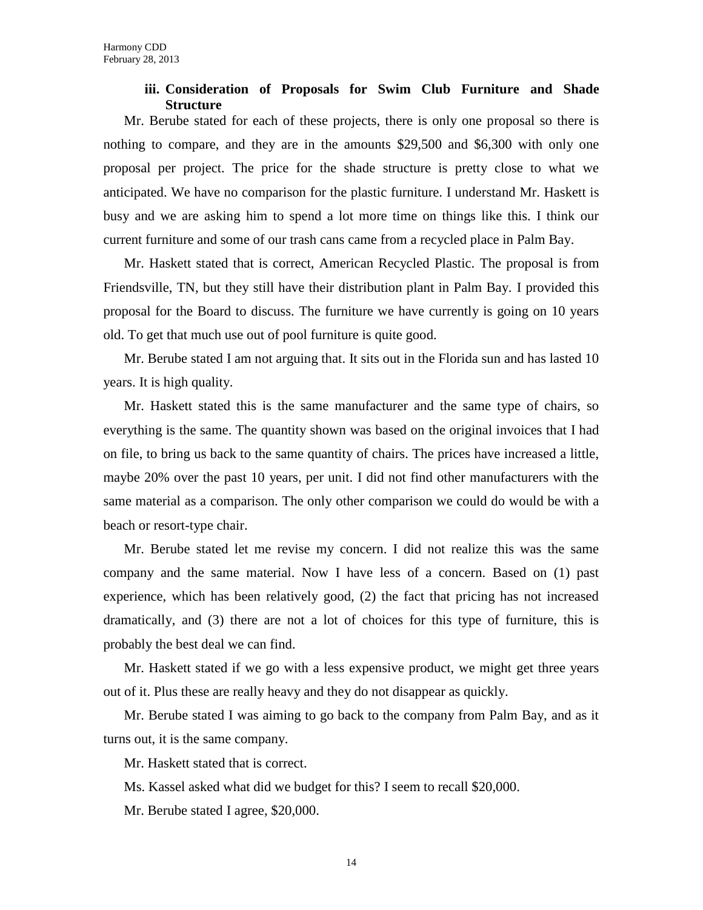### iii. Consideration of Proposals for Swim Club Furniture and Shade Structure

Mr. Berube stated for each of these projects, there is only one proposal so there is nothing to compare, and they are in the amounts $29,500 and $6,300 with only one proposal per project. The price for the shade structure is pretty close to what we anticipated. We have no comparison for the plastic furniture. I understand Mr. Haskett is busy and we are asking him to spend a lot more time on things like this. I think our current furniture and some of our trash cans came from a recycled place in Palm Bay.

Mr. Haskett stated that is correct, American Recycled Plastic. The proposal is from Friendsville, TN, but they still have their distribution plant in Palm Bay. I provided this proposal for the Board to discuss. The furniture we have currently is going on 10 years old. To get that much use out of pool furniture is quite good.

Mr. Berube stated I am not arguing that. It sits out in the Florida sun and has lasted 10 years. It is high quality.

Mr. Haskett stated this is the same manufacturer and the same type of chairs, so everything is the same. The quantity shown was based on the original invoices that I had on file, to bring us back to the same quantity of chairs. The prices have increased a little, maybe 20% over the past 10 years, per unit. I did not find other manufacturers with the same material as a comparison. The only other comparison we could do would be with a beach or resort-type chair.

Mr. Berube stated let me revise my concern. I did not realize this was the same company and the same material. Now I have less of a concern. Based on (1) past experience, which has been relatively good, (2) the fact that pricing has not increased dramatically, and (3) there are not a lot of choices for this type of furniture, this is probably the best deal we can find.

Mr. Haskett stated if we go with a less expensive product, we might get three years out of it. Plus these are really heavy and they do not disappear as quickly.

Mr. Berube stated I was aiming to go back to the company from Palm Bay, and as it turns out, it is the same company.

Mr. Haskett stated that is correct.

Ms. Kassel asked what did we budget for this? I seem to recall $20,000.

Mr. Berube stated I agree, $20,000.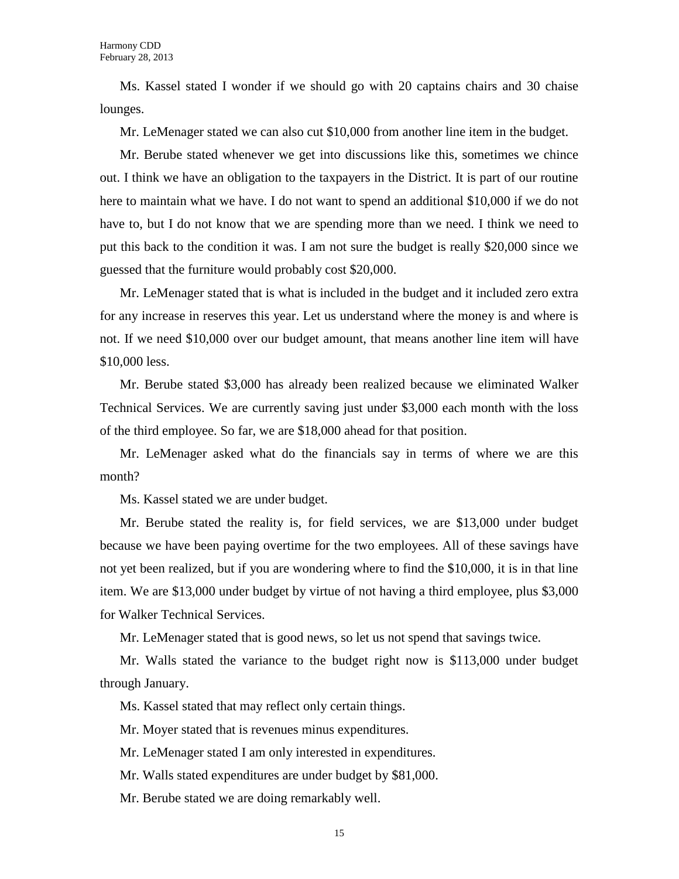Ms. Kassel stated I wonder if we should go with 20 captains chairs and 30 chaise lounges.

Mr. LeMenager stated we can also cut $10,000 from another line item in the budget.

Mr. Berube stated whenever we get into discussions like this, sometimes we chince out. I think we have an obligation to the taxpayers in the District. It is part of our routine here to maintain what we have. I do not want to spend an additional $10,000 if we do not have to, but I do not know that we are spending more than we need. I think we need to put this back to the condition it was. I am not sure the budget is really $20,000 since we guessed that the furniture would probably cost $20,000.

Mr. LeMenager stated that is what is included in the budget and it included zero extra for any increase in reserves this year. Let us understand where the money is and where is not. If we need $10,000 over our budget amount, that means another line item will have $10,000 less.

Mr. Berube stated $3,000 has already been realized because we eliminated Walker Technical Services. We are currently saving just under $3,000 each month with the loss of the third employee. So far, we are $18,000 ahead for that position.

Mr. LeMenager asked what do the financials say in terms of where we are this month?

Ms. Kassel stated we are under budget.

Mr. Berube stated the reality is, for field services, we are $13,000 under budget because we have been paying overtime for the two employees. All of these savings have not yet been realized, but if you are wondering where to find the $10,000, it is in that line item. We are $13,000 under budget by virtue of not having a third employee, plus $3,000 for Walker Technical Services.

Mr. LeMenager stated that is good news, so let us not spend that savings twice.

Mr. Walls stated the variance to the budget right now is $113,000 under budget through January.

Ms. Kassel stated that may reflect only certain things.

Mr. Moyer stated that is revenues minus expenditures.

Mr. LeMenager stated I am only interested in expenditures.

Mr. Walls stated expenditures are under budget by $81,000.

Mr. Berube stated we are doing remarkably well.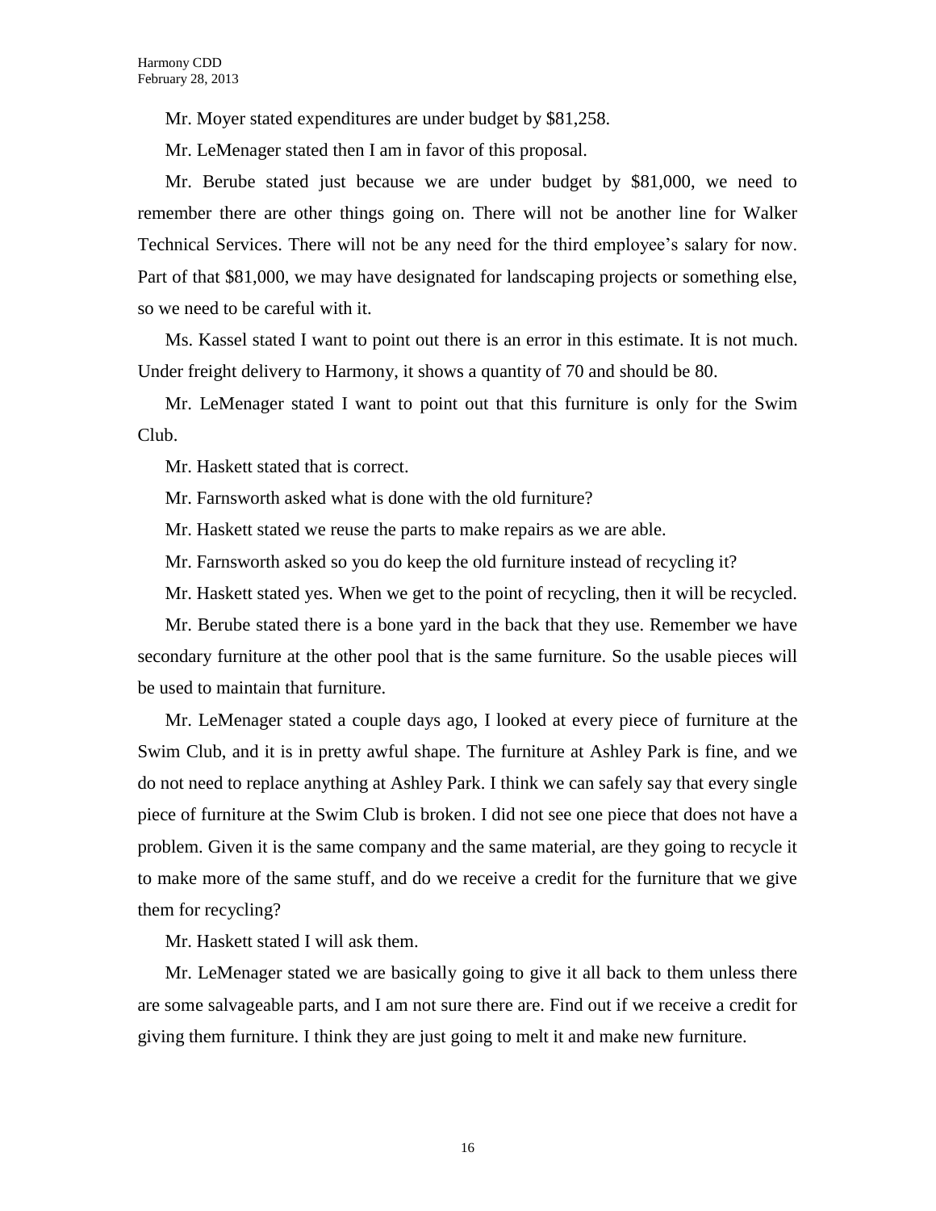Mr. Moyer stated expenditures are under budget by $81,258.

Mr. LeMenager stated then I am in favor of this proposal.

Mr. Berube stated just because we are under budget by $81,000, we need to remember there are other things going on. There will not be another line for Walker Technical Services. There will not be any need for the third employee's salary for now. Part of that $81,000, we may have designated for landscaping projects or something else, so we need to be careful with it.

Ms. Kassel stated I want to point out there is an error in this estimate. It is not much. Under freight delivery to Harmony, it shows a quantity of 70 and should be 80.

Mr. LeMenager stated I want to point out that this furniture is only for the Swim Club.

Mr. Haskett stated that is correct.

Mr. Farnsworth asked what is done with the old furniture?

Mr. Haskett stated we reuse the parts to make repairs as we are able.

Mr. Farnsworth asked so you do keep the old furniture instead of recycling it?

Mr. Haskett stated yes. When we get to the point of recycling, then it will be recycled.

Mr. Berube stated there is a bone yard in the back that they use. Remember we have secondary furniture at the other pool that is the same furniture. So the usable pieces will be used to maintain that furniture.

Mr. LeMenager stated a couple days ago, I looked at every piece of furniture at the Swim Club, and it is in pretty awful shape. The furniture at Ashley Park is fine, and we do not need to replace anything at Ashley Park. I think we can safely say that every single piece of furniture at the Swim Club is broken. I did not see one piece that does not have a problem. Given it is the same company and the same material, are they going to recycle it to make more of the same stuff, and do we receive a credit for the furniture that we give them for recycling?

Mr. Haskett stated I will ask them.

Mr. LeMenager stated we are basically going to give it all back to them unless there are some salvageable parts, and I am not sure there are. Find out if we receive a credit for giving them furniture. I think they are just going to melt it and make new furniture.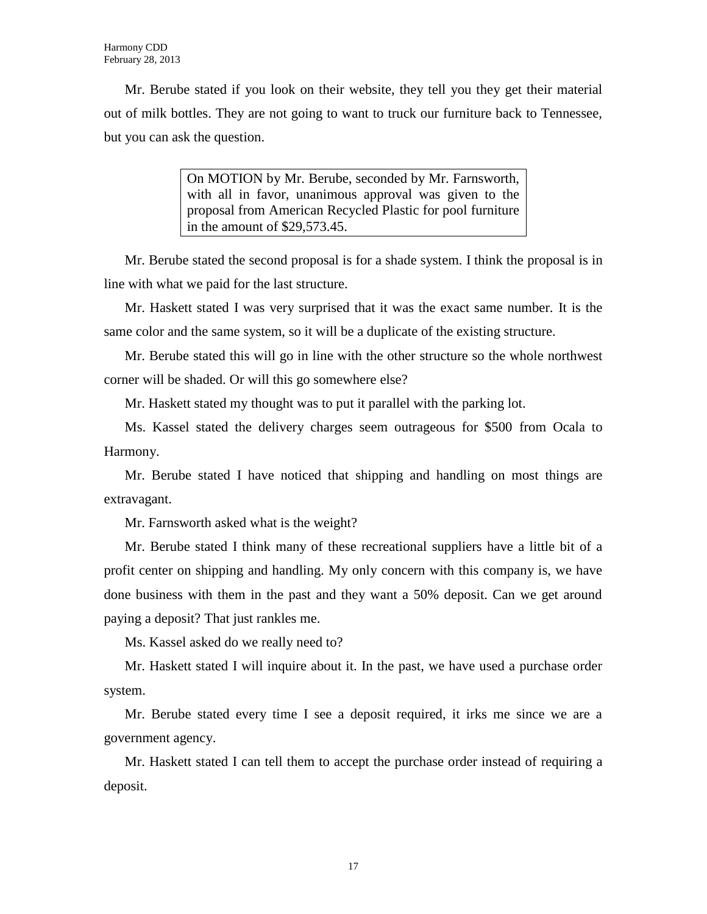Mr. Berube stated if you look on their website, they tell you they get their material out of milk bottles. They are not going to want to truck our furniture back to Tennessee, but you can ask the question.

> On MOTION by Mr. Berube, seconded by Mr. Farnsworth, with all in favor, unanimous approval was given to the proposal from American Recycled Plastic for pool furniture in the amount of $29,573.45.

Mr. Berube stated the second proposal is for a shade system. I think the proposal is in line with what we paid for the last structure.

Mr. Haskett stated I was very surprised that it was the exact same number. It is the same color and the same system, so it will be a duplicate of the existing structure.

Mr. Berube stated this will go in line with the other structure so the whole northwest corner will be shaded. Or will this go somewhere else?

Mr. Haskett stated my thought was to put it parallel with the parking lot.

Ms. Kassel stated the delivery charges seem outrageous for $500 from Ocala to Harmony.

Mr. Berube stated I have noticed that shipping and handling on most things are extravagant.

Mr. Farnsworth asked what is the weight?

Mr. Berube stated I think many of these recreational suppliers have a little bit of a profit center on shipping and handling. My only concern with this company is, we have done business with them in the past and they want a 50% deposit. Can we get around paying a deposit? That just rankles me.

Ms. Kassel asked do we really need to?

Mr. Haskett stated I will inquire about it. In the past, we have used a purchase order system.

Mr. Berube stated every time I see a deposit required, it irks me since we are a government agency.

Mr. Haskett stated I can tell them to accept the purchase order instead of requiring a deposit.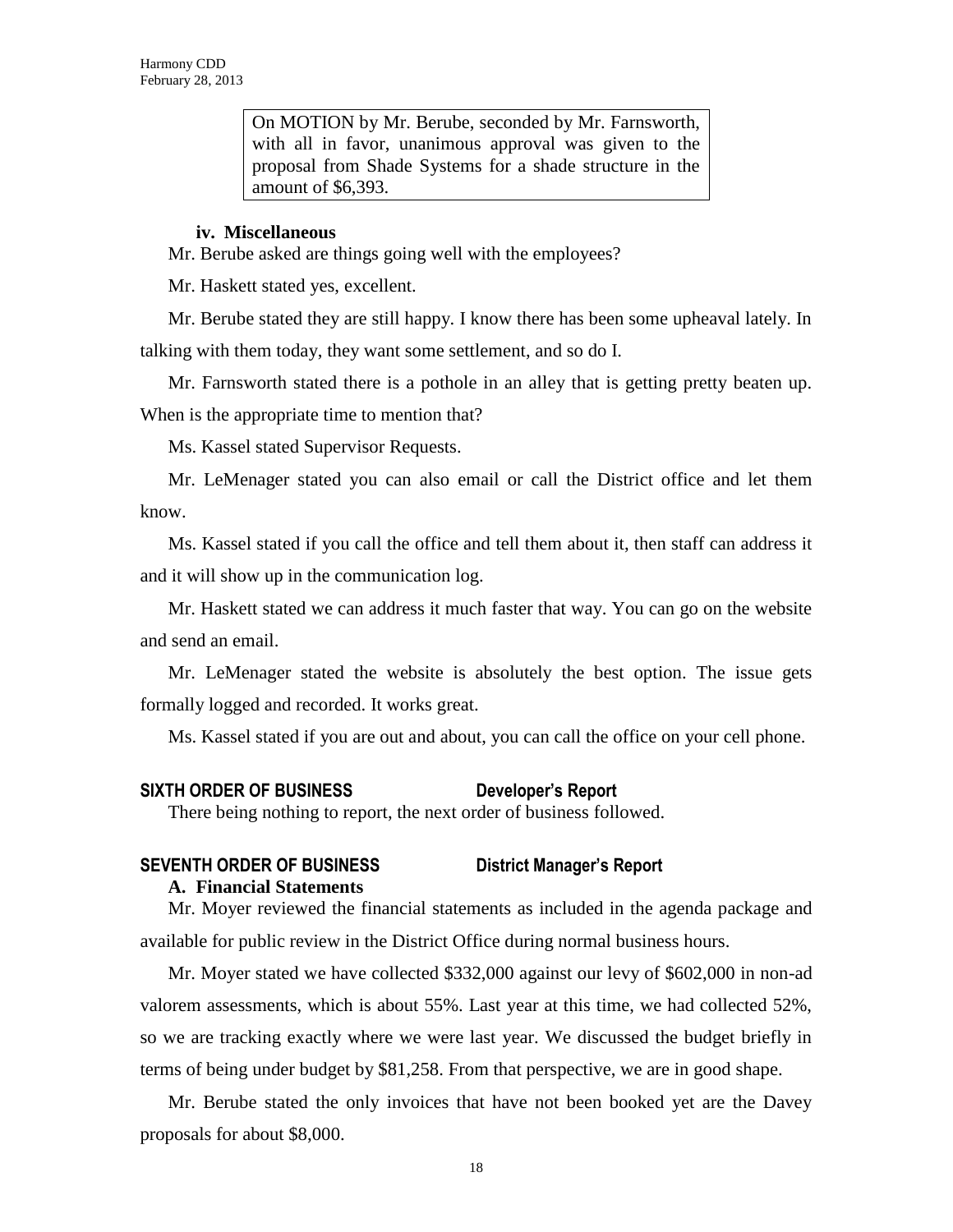> On MOTION by Mr. Berube, seconded by Mr. Farnsworth, with all in favor, unanimous approval was given to the proposal from Shade Systems for a shade structure in the amount of $6,393.

**iv. Miscellaneous**

Mr. Berube asked are things going well with the employees?

Mr. Haskett stated yes, excellent.

Mr. Berube stated they are still happy. I know there has been some upheaval lately. In talking with them today, they want some settlement, and so do I.

Mr. Farnsworth stated there is a pothole in an alley that is getting pretty beaten up. When is the appropriate time to mention that?

Ms. Kassel stated Supervisor Requests.

Mr. LeMenager stated you can also email or call the District office and let them know.

Ms. Kassel stated if you call the office and tell them about it, then staff can address it and it will show up in the communication log.

Mr. Haskett stated we can address it much faster that way. You can go on the website and send an email.

Mr. LeMenager stated the website is absolutely the best option. The issue gets formally logged and recorded. It works great.

Ms. Kassel stated if you are out and about, you can call the office on your cell phone.

## SIXTH ORDER OF BUSINESS — Developer's Report

There being nothing to report, the next order of business followed.

## SEVENTH ORDER OF BUSINESS — District Manager's Report

**A. Financial Statements**

Mr. Moyer reviewed the financial statements as included in the agenda package and available for public review in the District Office during normal business hours.

Mr. Moyer stated we have collected $332,000 against our levy of $602,000 in non-ad valorem assessments, which is about 55%. Last year at this time, we had collected 52%, so we are tracking exactly where we were last year. We discussed the budget briefly in terms of being under budget by $81,258. From that perspective, we are in good shape.

Mr. Berube stated the only invoices that have not been booked yet are the Davey proposals for about $8,000.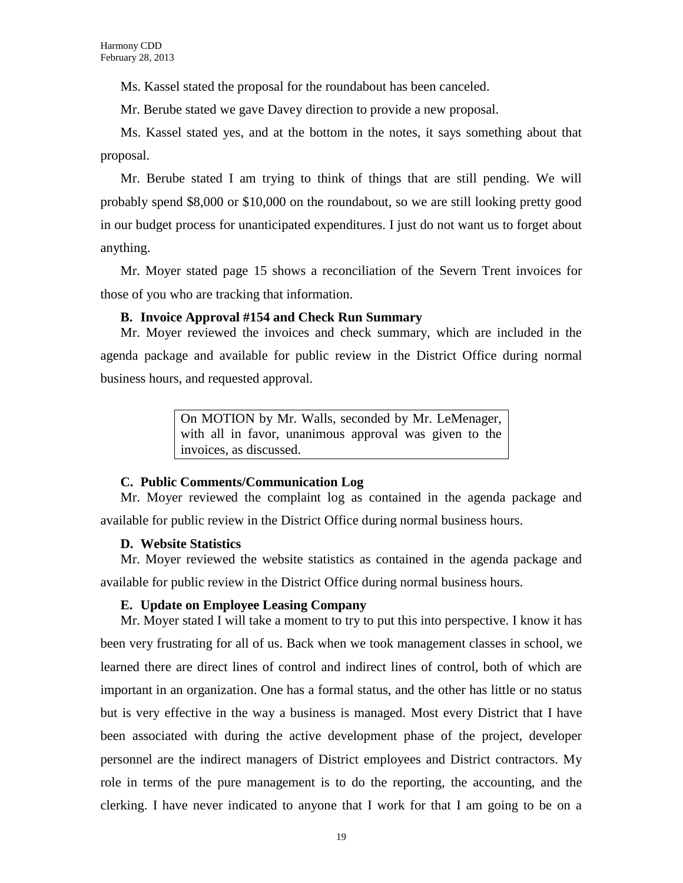Ms. Kassel stated the proposal for the roundabout has been canceled.

Mr. Berube stated we gave Davey direction to provide a new proposal.

Ms. Kassel stated yes, and at the bottom in the notes, it says something about that proposal.

Mr. Berube stated I am trying to think of things that are still pending. We will probably spend $8,000 or $10,000 on the roundabout, so we are still looking pretty good in our budget process for unanticipated expenditures. I just do not want us to forget about anything.

Mr. Moyer stated page 15 shows a reconciliation of the Severn Trent invoices for those of you who are tracking that information.

**B. Invoice Approval #154 and Check Run Summary**

Mr. Moyer reviewed the invoices and check summary, which are included in the agenda package and available for public review in the District Office during normal business hours, and requested approval.

> On MOTION by Mr. Walls, seconded by Mr. LeMenager, with all in favor, unanimous approval was given to the invoices, as discussed.

**C. Public Comments/Communication Log**

Mr. Moyer reviewed the complaint log as contained in the agenda package and available for public review in the District Office during normal business hours.

**D. Website Statistics**

Mr. Moyer reviewed the website statistics as contained in the agenda package and available for public review in the District Office during normal business hours.

**E. Update on Employee Leasing Company**

Mr. Moyer stated I will take a moment to try to put this into perspective. I know it has been very frustrating for all of us. Back when we took management classes in school, we learned there are direct lines of control and indirect lines of control, both of which are important in an organization. One has a formal status, and the other has little or no status but is very effective in the way a business is managed. Most every District that I have been associated with during the active development phase of the project, developer personnel are the indirect managers of District employees and District contractors. My role in terms of the pure management is to do the reporting, the accounting, and the clerking. I have never indicated to anyone that I work for that I am going to be on a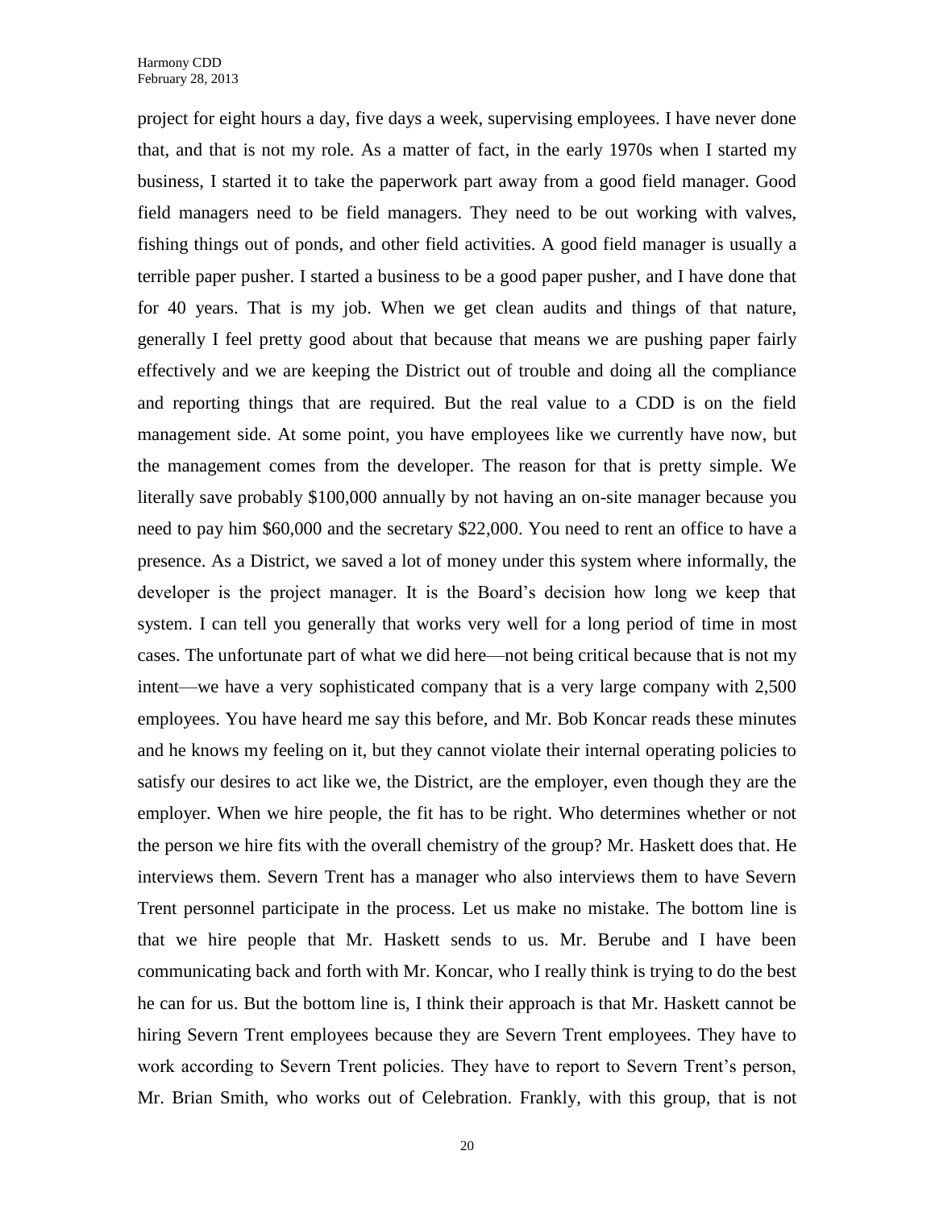project for eight hours a day, five days a week, supervising employees. I have never done that, and that is not my role. As a matter of fact, in the early 1970s when I started my business, I started it to take the paperwork part away from a good field manager. Good field managers need to be field managers. They need to be out working with valves, fishing things out of ponds, and other field activities. A good field manager is usually a terrible paper pusher. I started a business to be a good paper pusher, and I have done that for 40 years. That is my job. When we get clean audits and things of that nature, generally I feel pretty good about that because that means we are pushing paper fairly effectively and we are keeping the District out of trouble and doing all the compliance and reporting things that are required. But the real value to a CDD is on the field management side. At some point, you have employees like we currently have now, but the management comes from the developer. The reason for that is pretty simple. We literally save probably $100,000 annually by not having an on-site manager because you need to pay him $60,000 and the secretary $22,000. You need to rent an office to have a presence. As a District, we saved a lot of money under this system where informally, the developer is the project manager. It is the Board's decision how long we keep that system. I can tell you generally that works very well for a long period of time in most cases. The unfortunate part of what we did here—not being critical because that is not my intent—we have a very sophisticated company that is a very large company with 2,500 employees. You have heard me say this before, and Mr. Bob Koncar reads these minutes and he knows my feeling on it, but they cannot violate their internal operating policies to satisfy our desires to act like we, the District, are the employer, even though they are the employer. When we hire people, the fit has to be right. Who determines whether or not the person we hire fits with the overall chemistry of the group? Mr. Haskett does that. He interviews them. Severn Trent has a manager who also interviews them to have Severn Trent personnel participate in the process. Let us make no mistake. The bottom line is that we hire people that Mr. Haskett sends to us. Mr. Berube and I have been communicating back and forth with Mr. Koncar, who I really think is trying to do the best he can for us. But the bottom line is, I think their approach is that Mr. Haskett cannot be hiring Severn Trent employees because they are Severn Trent employees. They have to work according to Severn Trent policies. They have to report to Severn Trent's person, Mr. Brian Smith, who works out of Celebration. Frankly, with this group, that is not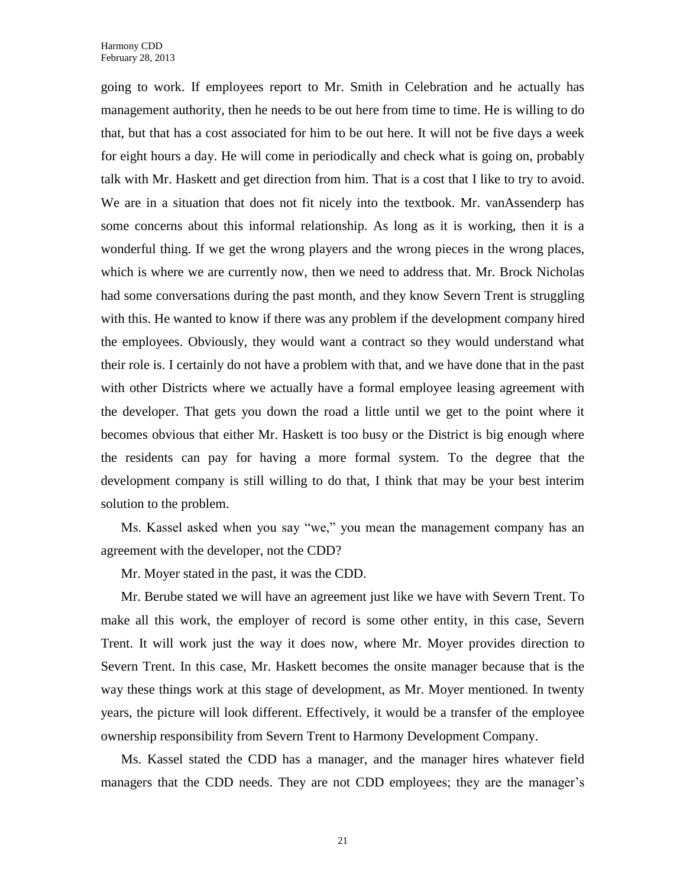going to work. If employees report to Mr. Smith in Celebration and he actually has management authority, then he needs to be out here from time to time. He is willing to do that, but that has a cost associated for him to be out here. It will not be five days a week for eight hours a day. He will come in periodically and check what is going on, probably talk with Mr. Haskett and get direction from him. That is a cost that I like to try to avoid. We are in a situation that does not fit nicely into the textbook. Mr. vanAssenderp has some concerns about this informal relationship. As long as it is working, then it is a wonderful thing. If we get the wrong players and the wrong pieces in the wrong places, which is where we are currently now, then we need to address that. Mr. Brock Nicholas had some conversations during the past month, and they know Severn Trent is struggling with this. He wanted to know if there was any problem if the development company hired the employees. Obviously, they would want a contract so they would understand what their role is. I certainly do not have a problem with that, and we have done that in the past with other Districts where we actually have a formal employee leasing agreement with the developer. That gets you down the road a little until we get to the point where it becomes obvious that either Mr. Haskett is too busy or the District is big enough where the residents can pay for having a more formal system. To the degree that the development company is still willing to do that, I think that may be your best interim solution to the problem.

Ms. Kassel asked when you say "we," you mean the management company has an agreement with the developer, not the CDD?

Mr. Moyer stated in the past, it was the CDD.

Mr. Berube stated we will have an agreement just like we have with Severn Trent. To make all this work, the employer of record is some other entity, in this case, Severn Trent. It will work just the way it does now, where Mr. Moyer provides direction to Severn Trent. In this case, Mr. Haskett becomes the onsite manager because that is the way these things work at this stage of development, as Mr. Moyer mentioned. In twenty years, the picture will look different. Effectively, it would be a transfer of the employee ownership responsibility from Severn Trent to Harmony Development Company.

Ms. Kassel stated the CDD has a manager, and the manager hires whatever field managers that the CDD needs. They are not CDD employees; they are the manager's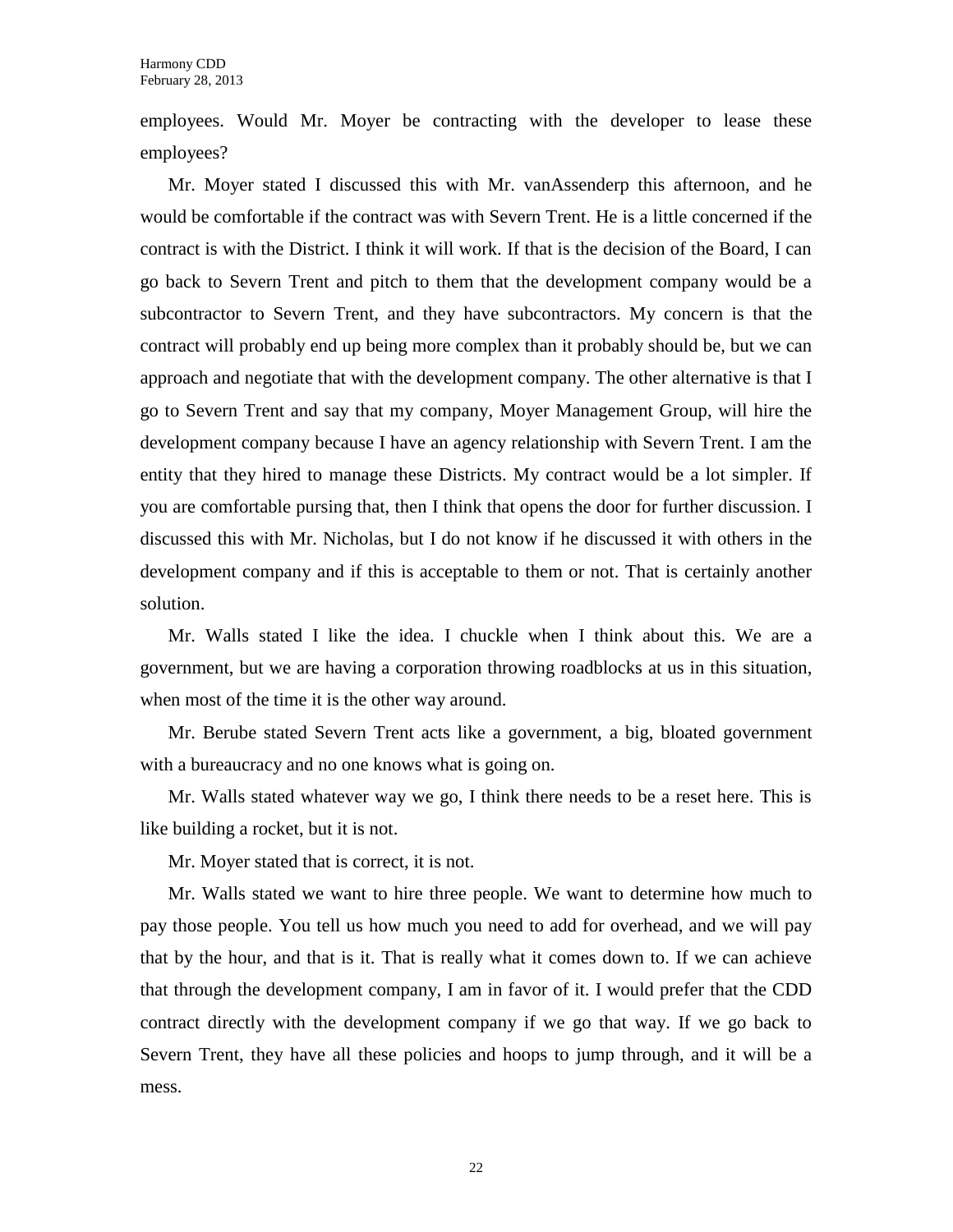employees. Would Mr. Moyer be contracting with the developer to lease these employees?

Mr. Moyer stated I discussed this with Mr. vanAssenderp this afternoon, and he would be comfortable if the contract was with Severn Trent. He is a little concerned if the contract is with the District. I think it will work. If that is the decision of the Board, I can go back to Severn Trent and pitch to them that the development company would be a subcontractor to Severn Trent, and they have subcontractors. My concern is that the contract will probably end up being more complex than it probably should be, but we can approach and negotiate that with the development company. The other alternative is that I go to Severn Trent and say that my company, Moyer Management Group, will hire the development company because I have an agency relationship with Severn Trent. I am the entity that they hired to manage these Districts. My contract would be a lot simpler. If you are comfortable pursing that, then I think that opens the door for further discussion. I discussed this with Mr. Nicholas, but I do not know if he discussed it with others in the development company and if this is acceptable to them or not. That is certainly another solution.

Mr. Walls stated I like the idea. I chuckle when I think about this. We are a government, but we are having a corporation throwing roadblocks at us in this situation, when most of the time it is the other way around.

Mr. Berube stated Severn Trent acts like a government, a big, bloated government with a bureaucracy and no one knows what is going on.

Mr. Walls stated whatever way we go, I think there needs to be a reset here. This is like building a rocket, but it is not.

Mr. Moyer stated that is correct, it is not.

Mr. Walls stated we want to hire three people. We want to determine how much to pay those people. You tell us how much you need to add for overhead, and we will pay that by the hour, and that is it. That is really what it comes down to. If we can achieve that through the development company, I am in favor of it. I would prefer that the CDD contract directly with the development company if we go that way. If we go back to Severn Trent, they have all these policies and hoops to jump through, and it will be a mess.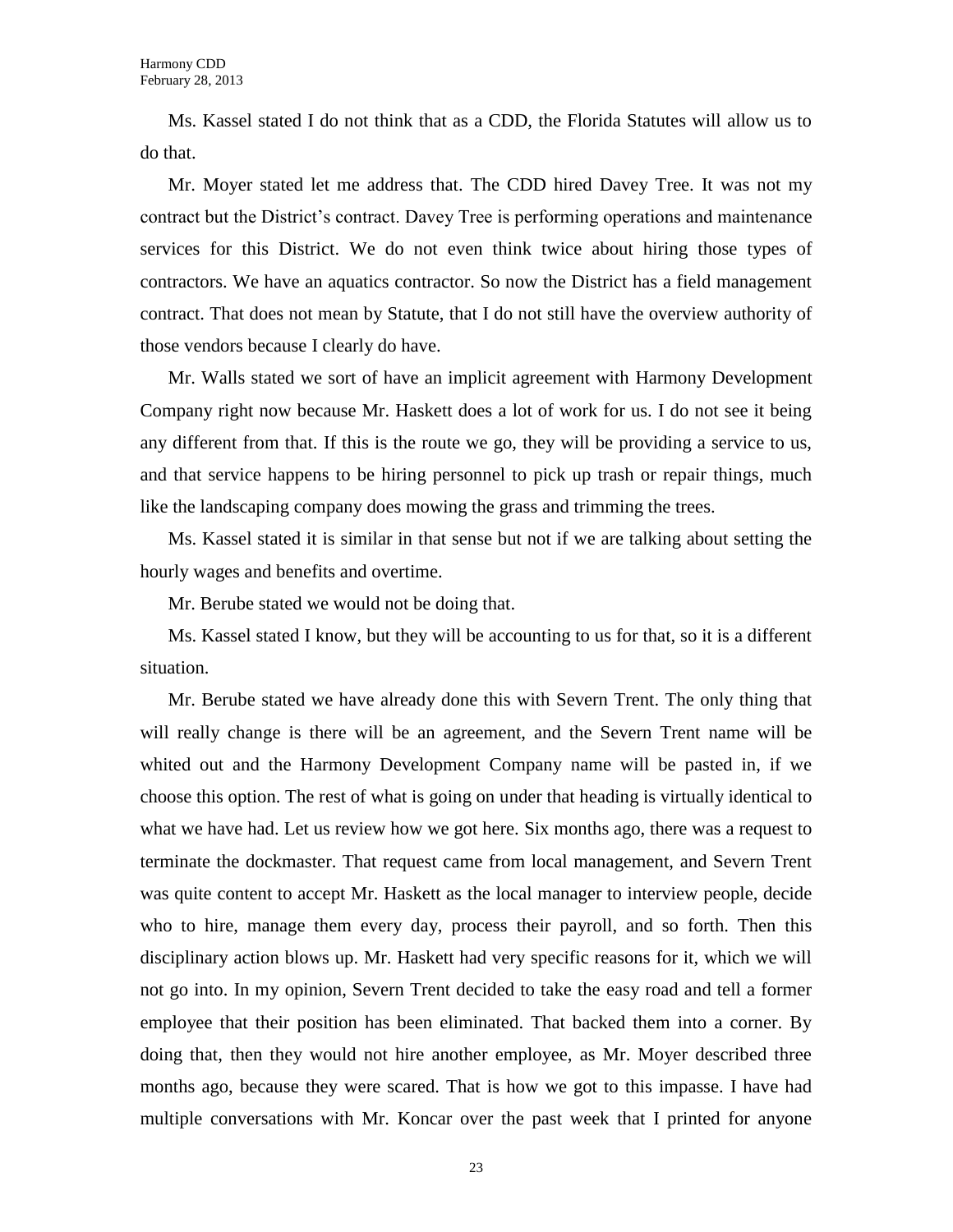Ms. Kassel stated I do not think that as a CDD, the Florida Statutes will allow us to do that.

Mr. Moyer stated let me address that. The CDD hired Davey Tree. It was not my contract but the District's contract. Davey Tree is performing operations and maintenance services for this District. We do not even think twice about hiring those types of contractors. We have an aquatics contractor. So now the District has a field management contract. That does not mean by Statute, that I do not still have the overview authority of those vendors because I clearly do have.

Mr. Walls stated we sort of have an implicit agreement with Harmony Development Company right now because Mr. Haskett does a lot of work for us. I do not see it being any different from that. If this is the route we go, they will be providing a service to us, and that service happens to be hiring personnel to pick up trash or repair things, much like the landscaping company does mowing the grass and trimming the trees.

Ms. Kassel stated it is similar in that sense but not if we are talking about setting the hourly wages and benefits and overtime.

Mr. Berube stated we would not be doing that.

Ms. Kassel stated I know, but they will be accounting to us for that, so it is a different situation.

Mr. Berube stated we have already done this with Severn Trent. The only thing that will really change is there will be an agreement, and the Severn Trent name will be whited out and the Harmony Development Company name will be pasted in, if we choose this option. The rest of what is going on under that heading is virtually identical to what we have had. Let us review how we got here. Six months ago, there was a request to terminate the dockmaster. That request came from local management, and Severn Trent was quite content to accept Mr. Haskett as the local manager to interview people, decide who to hire, manage them every day, process their payroll, and so forth. Then this disciplinary action blows up. Mr. Haskett had very specific reasons for it, which we will not go into. In my opinion, Severn Trent decided to take the easy road and tell a former employee that their position has been eliminated. That backed them into a corner. By doing that, then they would not hire another employee, as Mr. Moyer described three months ago, because they were scared. That is how we got to this impasse. I have had multiple conversations with Mr. Koncar over the past week that I printed for anyone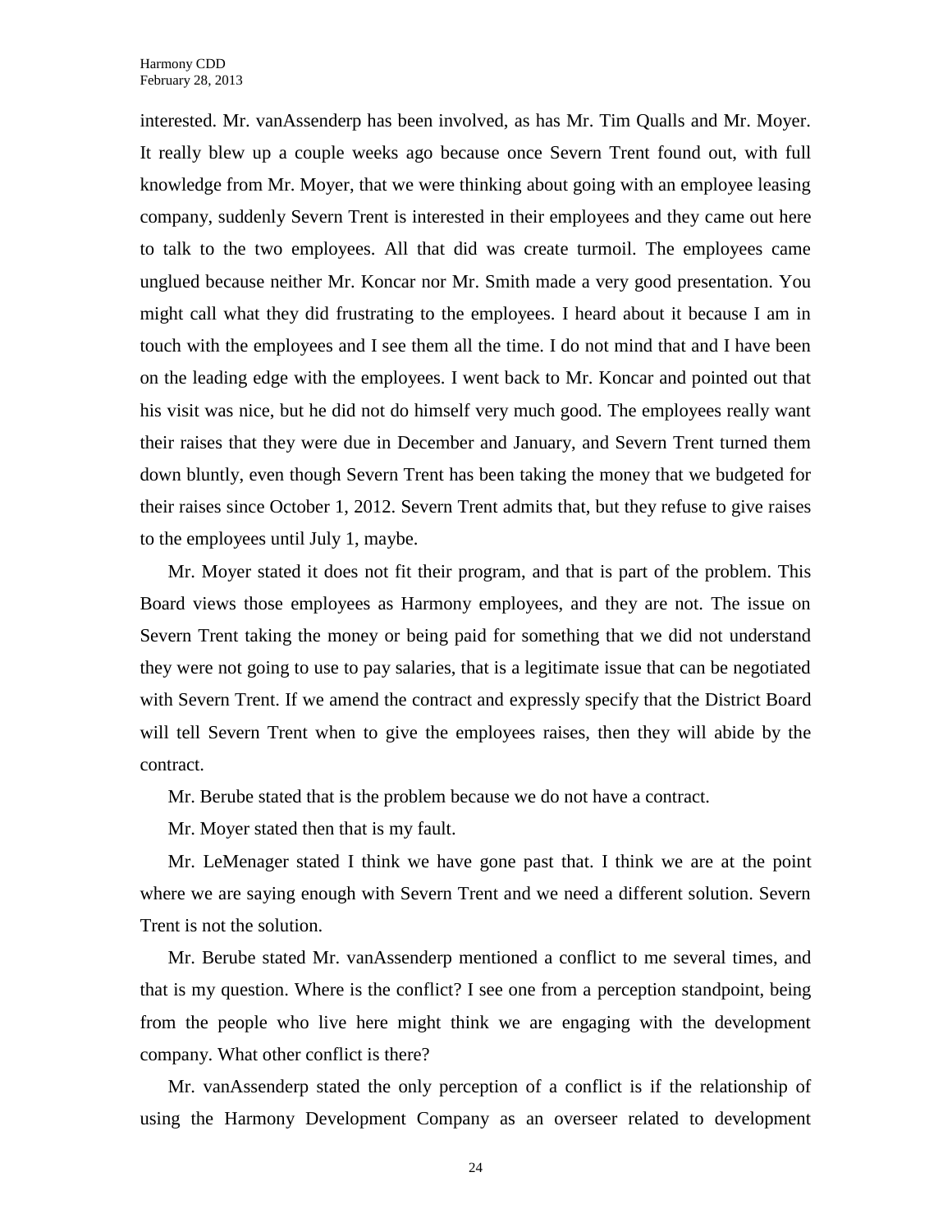interested. Mr. vanAssenderp has been involved, as has Mr. Tim Qualls and Mr. Moyer. It really blew up a couple weeks ago because once Severn Trent found out, with full knowledge from Mr. Moyer, that we were thinking about going with an employee leasing company, suddenly Severn Trent is interested in their employees and they came out here to talk to the two employees. All that did was create turmoil. The employees came unglued because neither Mr. Koncar nor Mr. Smith made a very good presentation. You might call what they did frustrating to the employees. I heard about it because I am in touch with the employees and I see them all the time. I do not mind that and I have been on the leading edge with the employees. I went back to Mr. Koncar and pointed out that his visit was nice, but he did not do himself very much good. The employees really want their raises that they were due in December and January, and Severn Trent turned them down bluntly, even though Severn Trent has been taking the money that we budgeted for their raises since October 1, 2012. Severn Trent admits that, but they refuse to give raises to the employees until July 1, maybe.

Mr. Moyer stated it does not fit their program, and that is part of the problem. This Board views those employees as Harmony employees, and they are not. The issue on Severn Trent taking the money or being paid for something that we did not understand they were not going to use to pay salaries, that is a legitimate issue that can be negotiated with Severn Trent. If we amend the contract and expressly specify that the District Board will tell Severn Trent when to give the employees raises, then they will abide by the contract.

Mr. Berube stated that is the problem because we do not have a contract.

Mr. Moyer stated then that is my fault.

Mr. LeMenager stated I think we have gone past that. I think we are at the point where we are saying enough with Severn Trent and we need a different solution. Severn Trent is not the solution.

Mr. Berube stated Mr. vanAssenderp mentioned a conflict to me several times, and that is my question. Where is the conflict? I see one from a perception standpoint, being from the people who live here might think we are engaging with the development company. What other conflict is there?

Mr. vanAssenderp stated the only perception of a conflict is if the relationship of using the Harmony Development Company as an overseer related to development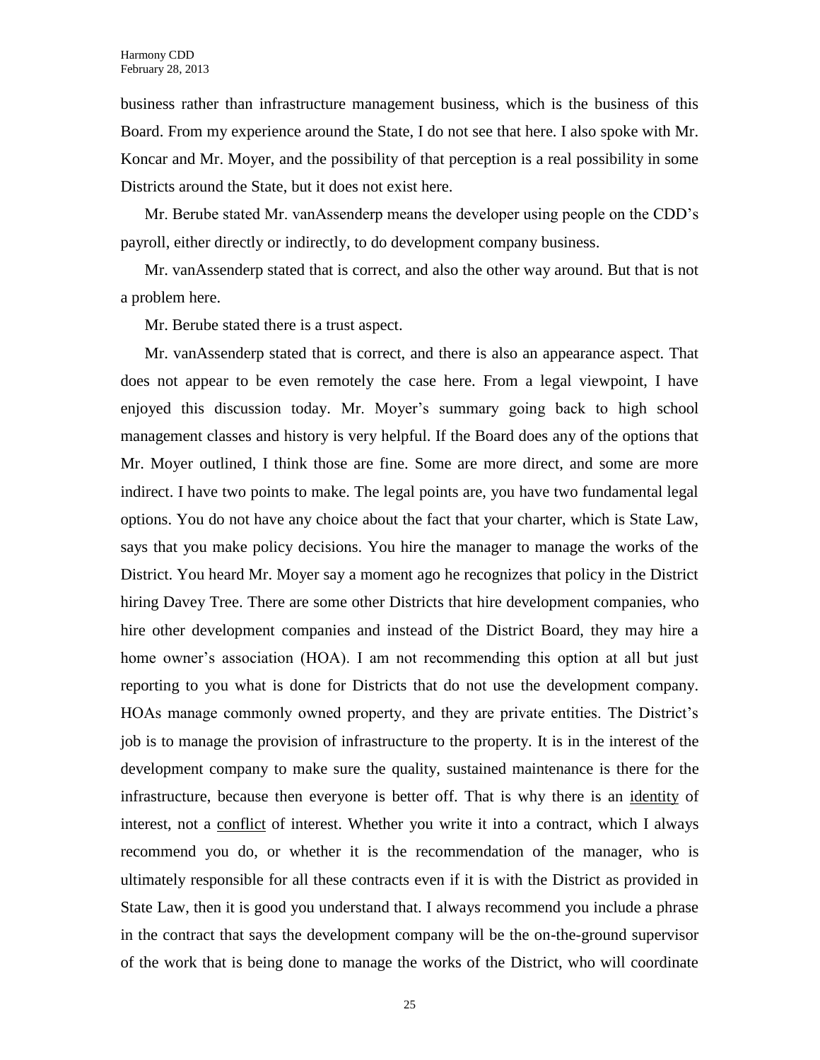business rather than infrastructure management business, which is the business of this Board. From my experience around the State, I do not see that here. I also spoke with Mr. Koncar and Mr. Moyer, and the possibility of that perception is a real possibility in some Districts around the State, but it does not exist here.

Mr. Berube stated Mr. vanAssenderp means the developer using people on the CDD's payroll, either directly or indirectly, to do development company business.

Mr. vanAssenderp stated that is correct, and also the other way around. But that is not a problem here.

Mr. Berube stated there is a trust aspect.

Mr. vanAssenderp stated that is correct, and there is also an appearance aspect. That does not appear to be even remotely the case here. From a legal viewpoint, I have enjoyed this discussion today. Mr. Moyer's summary going back to high school management classes and history is very helpful. If the Board does any of the options that Mr. Moyer outlined, I think those are fine. Some are more direct, and some are more indirect. I have two points to make. The legal points are, you have two fundamental legal options. You do not have any choice about the fact that your charter, which is State Law, says that you make policy decisions. You hire the manager to manage the works of the District. You heard Mr. Moyer say a moment ago he recognizes that policy in the District hiring Davey Tree. There are some other Districts that hire development companies, who hire other development companies and instead of the District Board, they may hire a home owner's association (HOA). I am not recommending this option at all but just reporting to you what is done for Districts that do not use the development company. HOAs manage commonly owned property, and they are private entities. The District's job is to manage the provision of infrastructure to the property. It is in the interest of the development company to make sure the quality, sustained maintenance is there for the infrastructure, because then everyone is better off. That is why there is an <u>identity</u> of interest, not a <u>conflict</u> of interest. Whether you write it into a contract, which I always recommend you do, or whether it is the recommendation of the manager, who is ultimately responsible for all these contracts even if it is with the District as provided in State Law, then it is good you understand that. I always recommend you include a phrase in the contract that says the development company will be the on-the-ground supervisor of the work that is being done to manage the works of the District, who will coordinate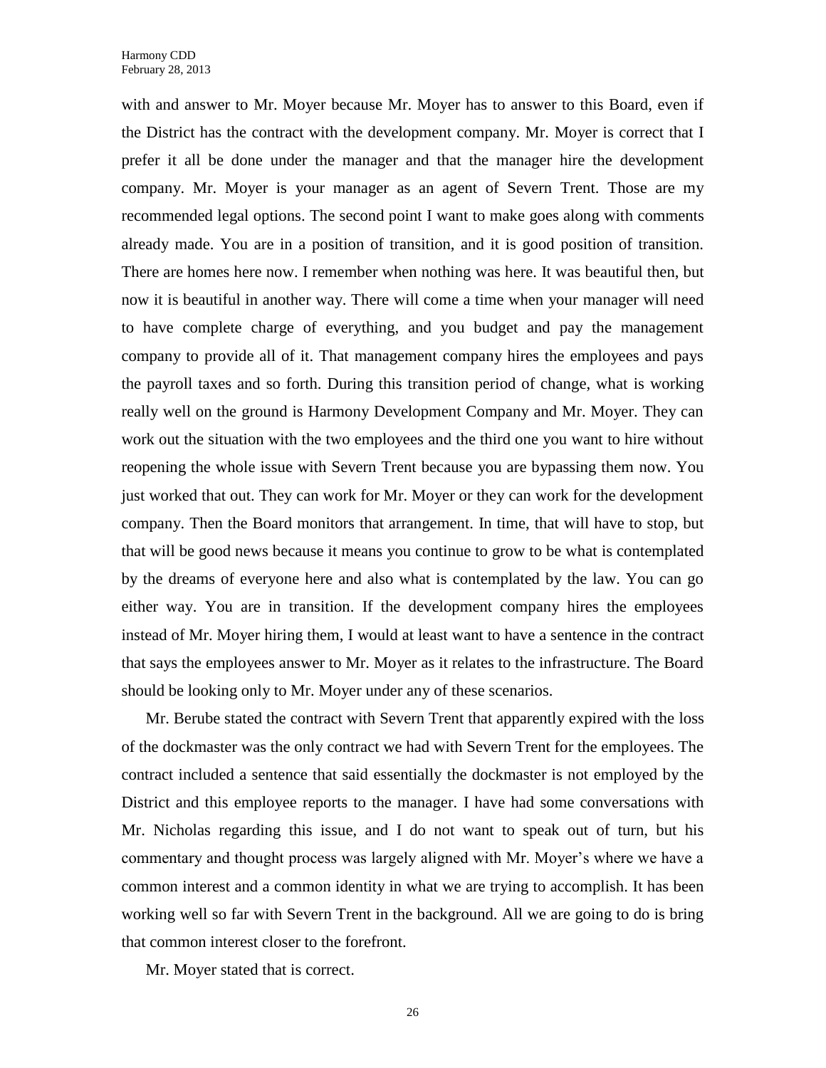with and answer to Mr. Moyer because Mr. Moyer has to answer to this Board, even if the District has the contract with the development company. Mr. Moyer is correct that I prefer it all be done under the manager and that the manager hire the development company. Mr. Moyer is your manager as an agent of Severn Trent. Those are my recommended legal options. The second point I want to make goes along with comments already made. You are in a position of transition, and it is good position of transition. There are homes here now. I remember when nothing was here. It was beautiful then, but now it is beautiful in another way. There will come a time when your manager will need to have complete charge of everything, and you budget and pay the management company to provide all of it. That management company hires the employees and pays the payroll taxes and so forth. During this transition period of change, what is working really well on the ground is Harmony Development Company and Mr. Moyer. They can work out the situation with the two employees and the third one you want to hire without reopening the whole issue with Severn Trent because you are bypassing them now. You just worked that out. They can work for Mr. Moyer or they can work for the development company. Then the Board monitors that arrangement. In time, that will have to stop, but that will be good news because it means you continue to grow to be what is contemplated by the dreams of everyone here and also what is contemplated by the law. You can go either way. You are in transition. If the development company hires the employees instead of Mr. Moyer hiring them, I would at least want to have a sentence in the contract that says the employees answer to Mr. Moyer as it relates to the infrastructure. The Board should be looking only to Mr. Moyer under any of these scenarios.

Mr. Berube stated the contract with Severn Trent that apparently expired with the loss of the dockmaster was the only contract we had with Severn Trent for the employees. The contract included a sentence that said essentially the dockmaster is not employed by the District and this employee reports to the manager. I have had some conversations with Mr. Nicholas regarding this issue, and I do not want to speak out of turn, but his commentary and thought process was largely aligned with Mr. Moyer's where we have a common interest and a common identity in what we are trying to accomplish. It has been working well so far with Severn Trent in the background. All we are going to do is bring that common interest closer to the forefront.

Mr. Moyer stated that is correct.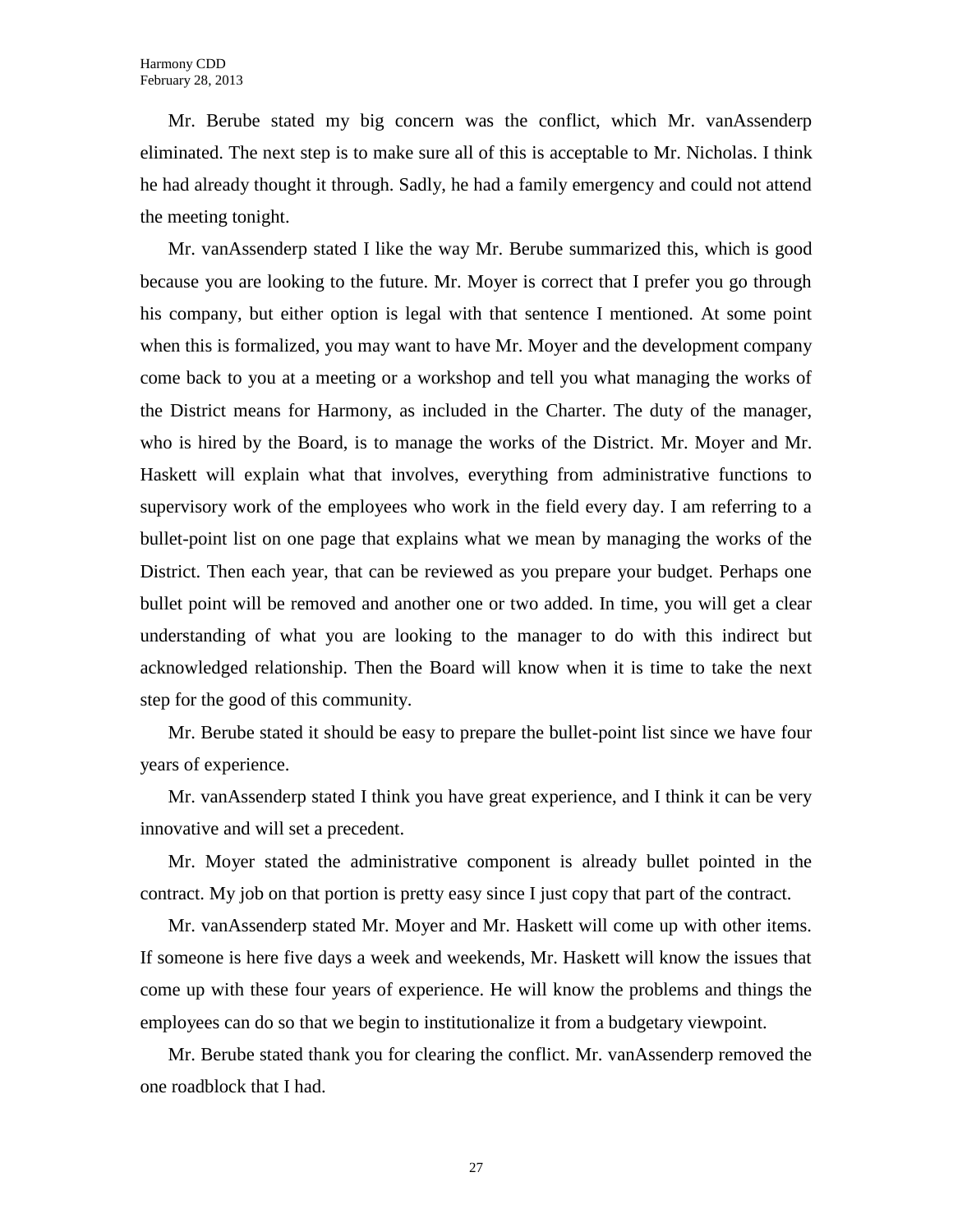Mr. Berube stated my big concern was the conflict, which Mr. vanAssenderp eliminated. The next step is to make sure all of this is acceptable to Mr. Nicholas. I think he had already thought it through. Sadly, he had a family emergency and could not attend the meeting tonight.

Mr. vanAssenderp stated I like the way Mr. Berube summarized this, which is good because you are looking to the future. Mr. Moyer is correct that I prefer you go through his company, but either option is legal with that sentence I mentioned. At some point when this is formalized, you may want to have Mr. Moyer and the development company come back to you at a meeting or a workshop and tell you what managing the works of the District means for Harmony, as included in the Charter. The duty of the manager, who is hired by the Board, is to manage the works of the District. Mr. Moyer and Mr. Haskett will explain what that involves, everything from administrative functions to supervisory work of the employees who work in the field every day. I am referring to a bullet-point list on one page that explains what we mean by managing the works of the District. Then each year, that can be reviewed as you prepare your budget. Perhaps one bullet point will be removed and another one or two added. In time, you will get a clear understanding of what you are looking to the manager to do with this indirect but acknowledged relationship. Then the Board will know when it is time to take the next step for the good of this community.

Mr. Berube stated it should be easy to prepare the bullet-point list since we have four years of experience.

Mr. vanAssenderp stated I think you have great experience, and I think it can be very innovative and will set a precedent.

Mr. Moyer stated the administrative component is already bullet pointed in the contract. My job on that portion is pretty easy since I just copy that part of the contract.

Mr. vanAssenderp stated Mr. Moyer and Mr. Haskett will come up with other items. If someone is here five days a week and weekends, Mr. Haskett will know the issues that come up with these four years of experience. He will know the problems and things the employees can do so that we begin to institutionalize it from a budgetary viewpoint.

Mr. Berube stated thank you for clearing the conflict. Mr. vanAssenderp removed the one roadblock that I had.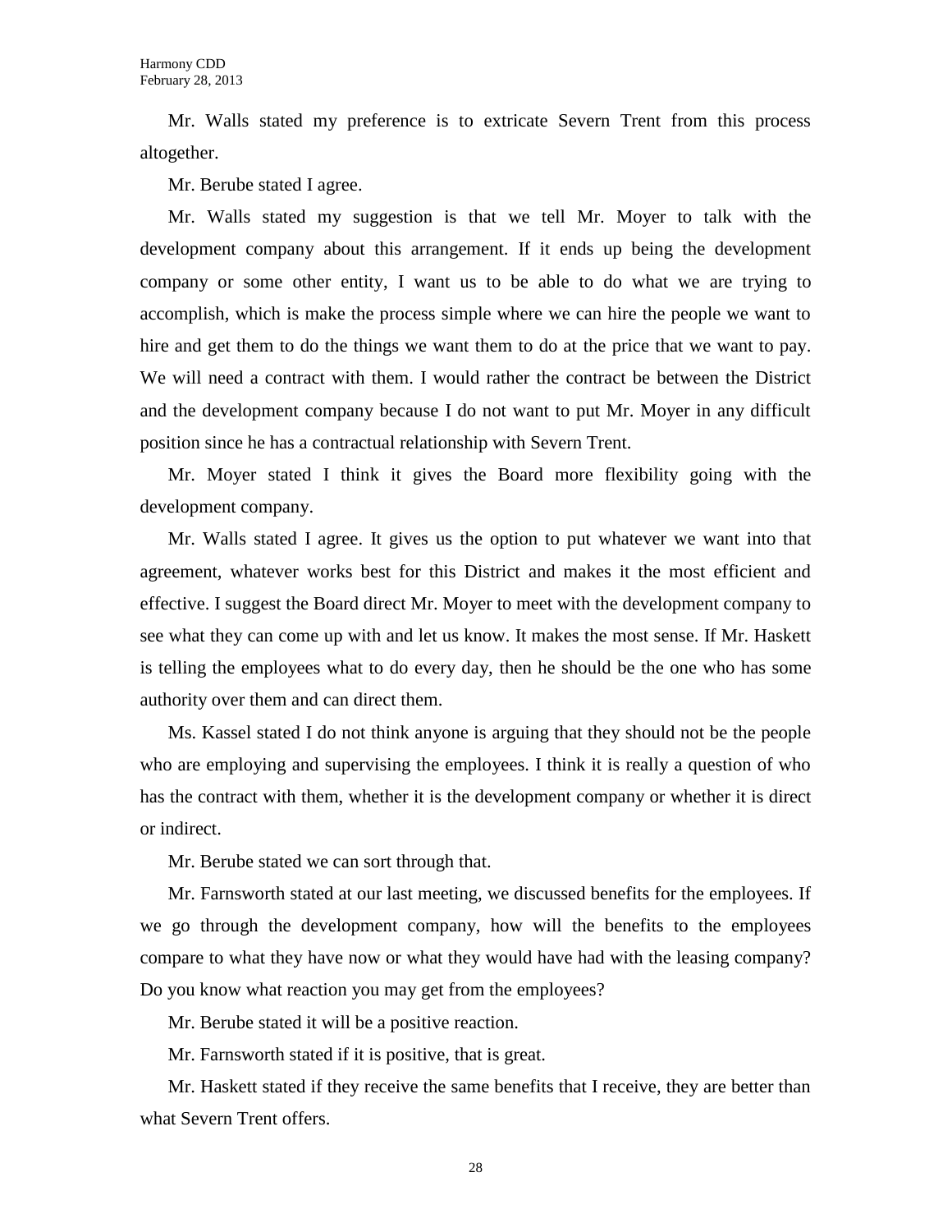Mr. Walls stated my preference is to extricate Severn Trent from this process altogether.

Mr. Berube stated I agree.

Mr. Walls stated my suggestion is that we tell Mr. Moyer to talk with the development company about this arrangement. If it ends up being the development company or some other entity, I want us to be able to do what we are trying to accomplish, which is make the process simple where we can hire the people we want to hire and get them to do the things we want them to do at the price that we want to pay. We will need a contract with them. I would rather the contract be between the District and the development company because I do not want to put Mr. Moyer in any difficult position since he has a contractual relationship with Severn Trent.

Mr. Moyer stated I think it gives the Board more flexibility going with the development company.

Mr. Walls stated I agree. It gives us the option to put whatever we want into that agreement, whatever works best for this District and makes it the most efficient and effective. I suggest the Board direct Mr. Moyer to meet with the development company to see what they can come up with and let us know. It makes the most sense. If Mr. Haskett is telling the employees what to do every day, then he should be the one who has some authority over them and can direct them.

Ms. Kassel stated I do not think anyone is arguing that they should not be the people who are employing and supervising the employees. I think it is really a question of who has the contract with them, whether it is the development company or whether it is direct or indirect.

Mr. Berube stated we can sort through that.

Mr. Farnsworth stated at our last meeting, we discussed benefits for the employees. If we go through the development company, how will the benefits to the employees compare to what they have now or what they would have had with the leasing company? Do you know what reaction you may get from the employees?

Mr. Berube stated it will be a positive reaction.

Mr. Farnsworth stated if it is positive, that is great.

Mr. Haskett stated if they receive the same benefits that I receive, they are better than what Severn Trent offers.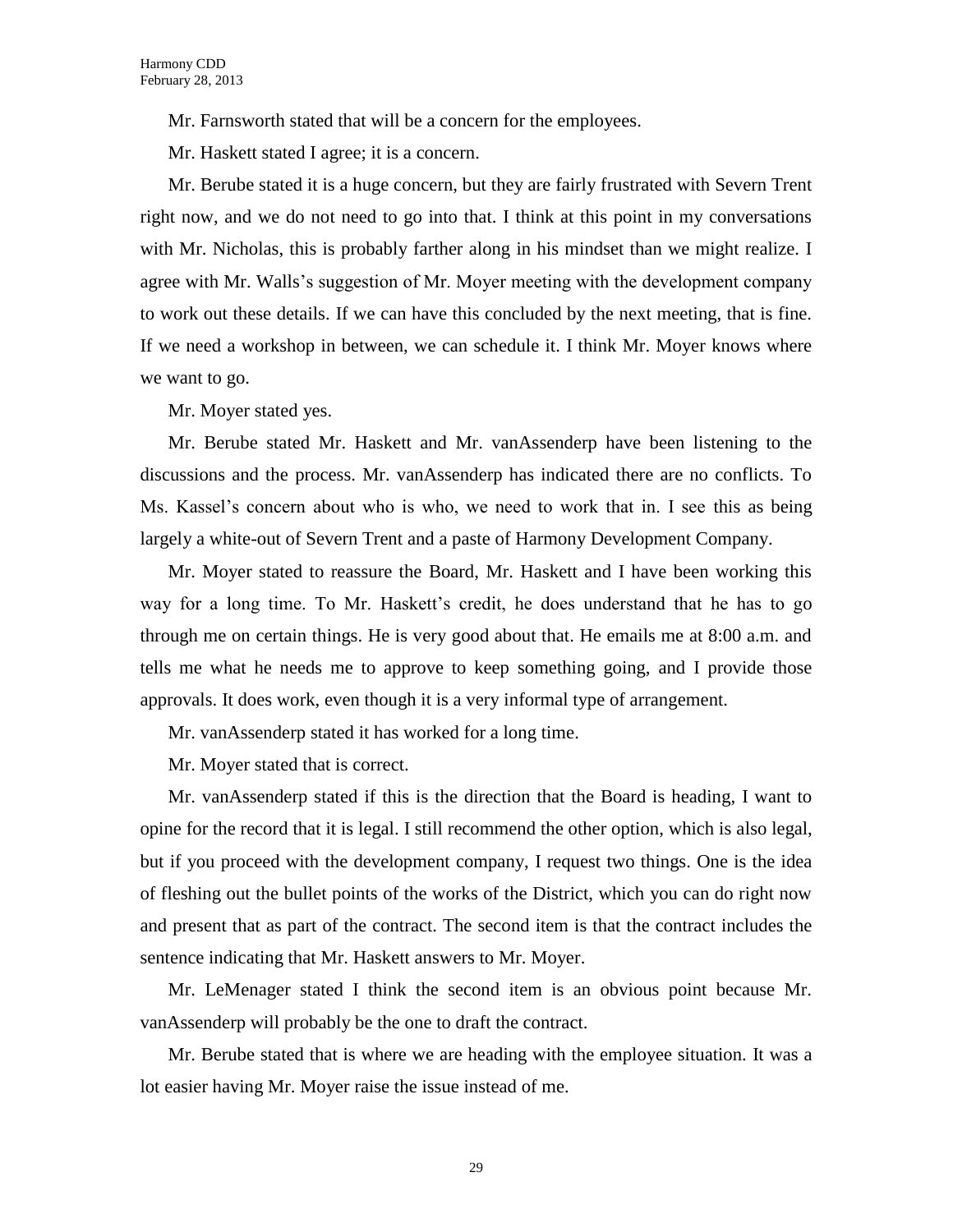Mr. Farnsworth stated that will be a concern for the employees.

Mr. Haskett stated I agree; it is a concern.

Mr. Berube stated it is a huge concern, but they are fairly frustrated with Severn Trent right now, and we do not need to go into that. I think at this point in my conversations with Mr. Nicholas, this is probably farther along in his mindset than we might realize. I agree with Mr. Walls's suggestion of Mr. Moyer meeting with the development company to work out these details. If we can have this concluded by the next meeting, that is fine. If we need a workshop in between, we can schedule it. I think Mr. Moyer knows where we want to go.

Mr. Moyer stated yes.

Mr. Berube stated Mr. Haskett and Mr. vanAssenderp have been listening to the discussions and the process. Mr. vanAssenderp has indicated there are no conflicts. To Ms. Kassel's concern about who is who, we need to work that in. I see this as being largely a white-out of Severn Trent and a paste of Harmony Development Company.

Mr. Moyer stated to reassure the Board, Mr. Haskett and I have been working this way for a long time. To Mr. Haskett's credit, he does understand that he has to go through me on certain things. He is very good about that. He emails me at 8:00 a.m. and tells me what he needs me to approve to keep something going, and I provide those approvals. It does work, even though it is a very informal type of arrangement.

Mr. vanAssenderp stated it has worked for a long time.

Mr. Moyer stated that is correct.

Mr. vanAssenderp stated if this is the direction that the Board is heading, I want to opine for the record that it is legal. I still recommend the other option, which is also legal, but if you proceed with the development company, I request two things. One is the idea of fleshing out the bullet points of the works of the District, which you can do right now and present that as part of the contract. The second item is that the contract includes the sentence indicating that Mr. Haskett answers to Mr. Moyer.

Mr. LeMenager stated I think the second item is an obvious point because Mr. vanAssenderp will probably be the one to draft the contract.

Mr. Berube stated that is where we are heading with the employee situation. It was a lot easier having Mr. Moyer raise the issue instead of me.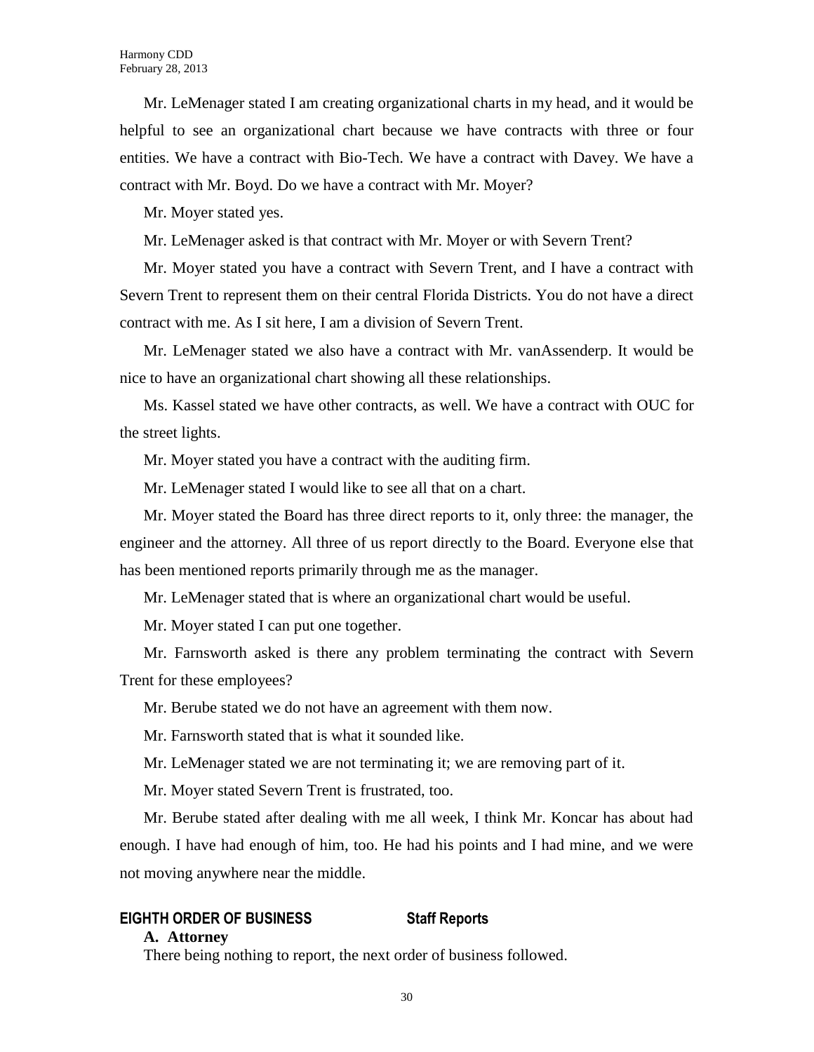Mr. LeMenager stated I am creating organizational charts in my head, and it would be helpful to see an organizational chart because we have contracts with three or four entities. We have a contract with Bio-Tech. We have a contract with Davey. We have a contract with Mr. Boyd. Do we have a contract with Mr. Moyer?

Mr. Moyer stated yes.

Mr. LeMenager asked is that contract with Mr. Moyer or with Severn Trent?

Mr. Moyer stated you have a contract with Severn Trent, and I have a contract with Severn Trent to represent them on their central Florida Districts. You do not have a direct contract with me. As I sit here, I am a division of Severn Trent.

Mr. LeMenager stated we also have a contract with Mr. vanAssenderp. It would be nice to have an organizational chart showing all these relationships.

Ms. Kassel stated we have other contracts, as well. We have a contract with OUC for the street lights.

Mr. Moyer stated you have a contract with the auditing firm.

Mr. LeMenager stated I would like to see all that on a chart.

Mr. Moyer stated the Board has three direct reports to it, only three: the manager, the engineer and the attorney. All three of us report directly to the Board. Everyone else that has been mentioned reports primarily through me as the manager.

Mr. LeMenager stated that is where an organizational chart would be useful.

Mr. Moyer stated I can put one together.

Mr. Farnsworth asked is there any problem terminating the contract with Severn Trent for these employees?

Mr. Berube stated we do not have an agreement with them now.

Mr. Farnsworth stated that is what it sounded like.

Mr. LeMenager stated we are not terminating it; we are removing part of it.

Mr. Moyer stated Severn Trent is frustrated, too.

Mr. Berube stated after dealing with me all week, I think Mr. Koncar has about had enough. I have had enough of him, too. He had his points and I had mine, and we were not moving anywhere near the middle.

## EIGHTH ORDER OF BUSINESS Staff Reports

**A. Attorney**

There being nothing to report, the next order of business followed.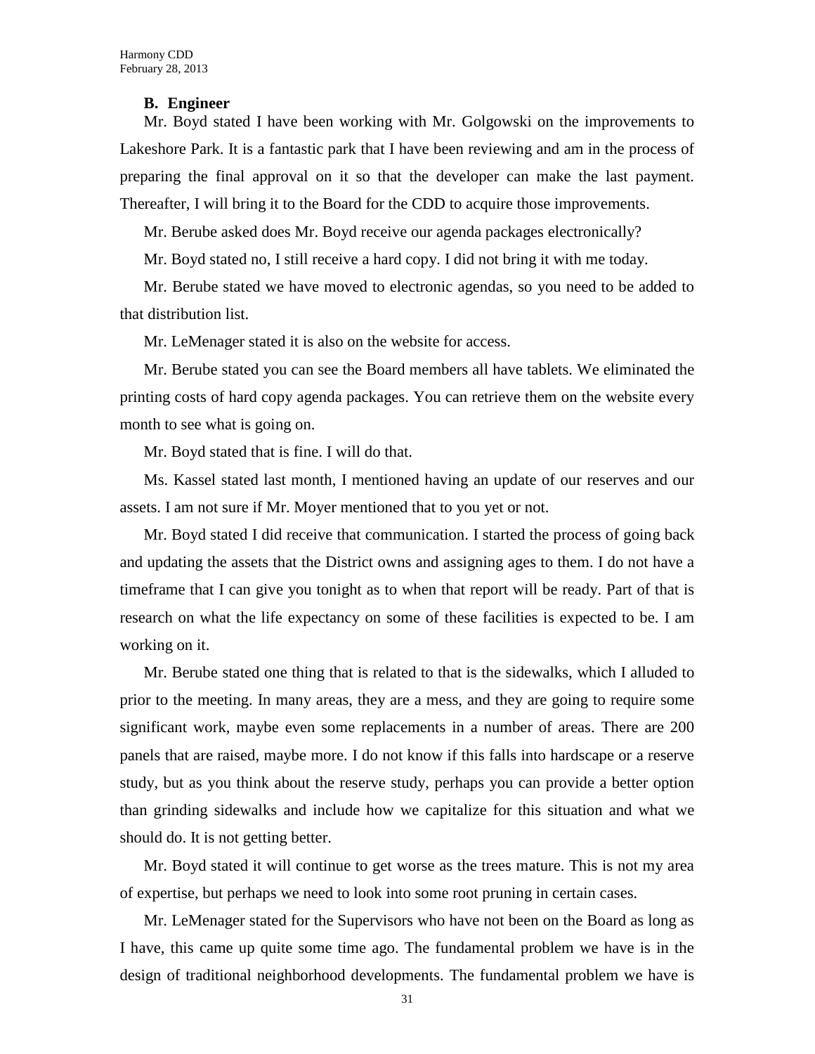**B. Engineer**

Mr. Boyd stated I have been working with Mr. Golgowski on the improvements to Lakeshore Park. It is a fantastic park that I have been reviewing and am in the process of preparing the final approval on it so that the developer can make the last payment. Thereafter, I will bring it to the Board for the CDD to acquire those improvements.

Mr. Berube asked does Mr. Boyd receive our agenda packages electronically?

Mr. Boyd stated no, I still receive a hard copy. I did not bring it with me today.

Mr. Berube stated we have moved to electronic agendas, so you need to be added to that distribution list.

Mr. LeMenager stated it is also on the website for access.

Mr. Berube stated you can see the Board members all have tablets. We eliminated the printing costs of hard copy agenda packages. You can retrieve them on the website every month to see what is going on.

Mr. Boyd stated that is fine. I will do that.

Ms. Kassel stated last month, I mentioned having an update of our reserves and our assets. I am not sure if Mr. Moyer mentioned that to you yet or not.

Mr. Boyd stated I did receive that communication. I started the process of going back and updating the assets that the District owns and assigning ages to them. I do not have a timeframe that I can give you tonight as to when that report will be ready. Part of that is research on what the life expectancy on some of these facilities is expected to be. I am working on it.

Mr. Berube stated one thing that is related to that is the sidewalks, which I alluded to prior to the meeting. In many areas, they are a mess, and they are going to require some significant work, maybe even some replacements in a number of areas. There are 200 panels that are raised, maybe more. I do not know if this falls into hardscape or a reserve study, but as you think about the reserve study, perhaps you can provide a better option than grinding sidewalks and include how we capitalize for this situation and what we should do. It is not getting better.

Mr. Boyd stated it will continue to get worse as the trees mature. This is not my area of expertise, but perhaps we need to look into some root pruning in certain cases.

Mr. LeMenager stated for the Supervisors who have not been on the Board as long as I have, this came up quite some time ago. The fundamental problem we have is in the design of traditional neighborhood developments. The fundamental problem we have is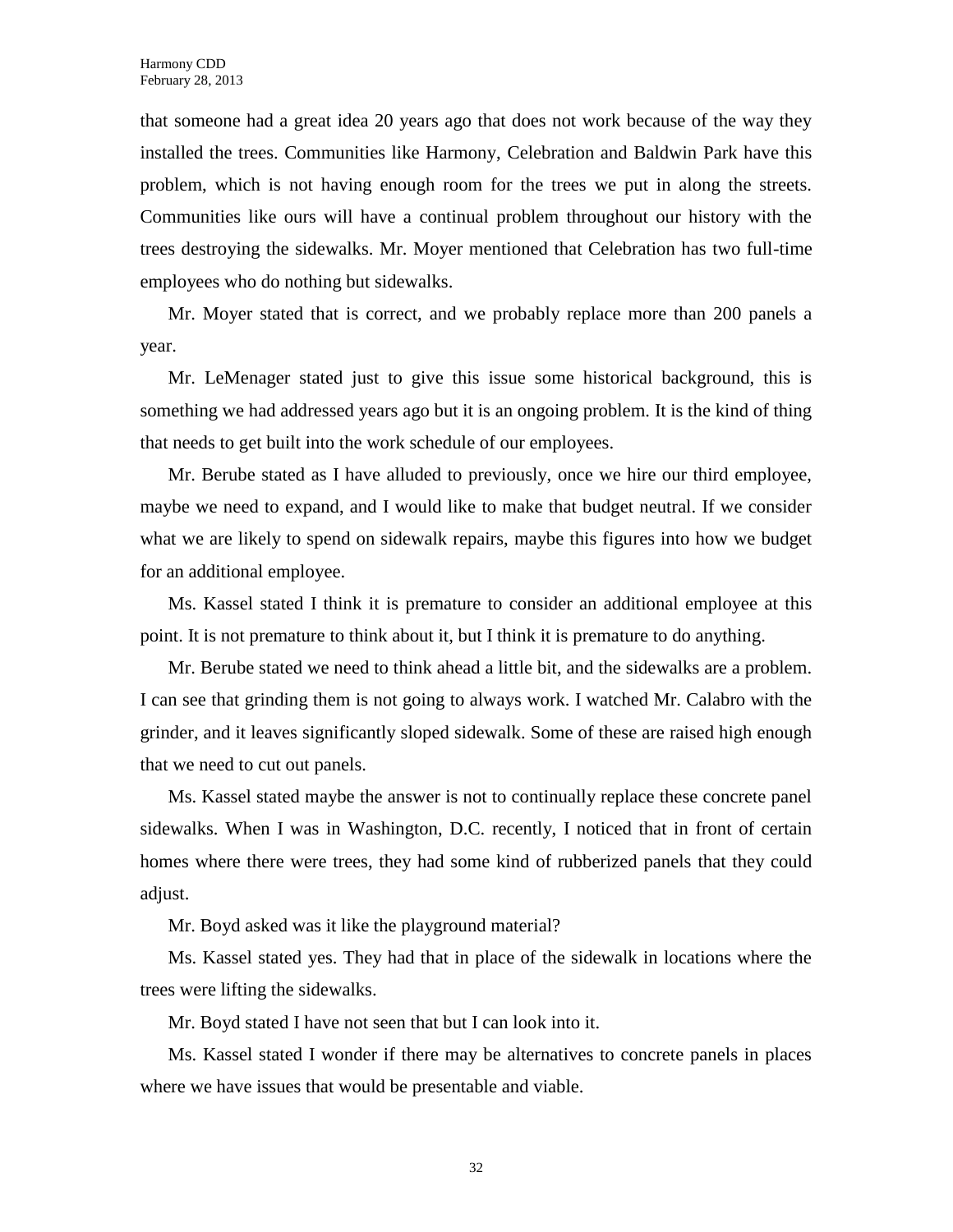that someone had a great idea 20 years ago that does not work because of the way they installed the trees. Communities like Harmony, Celebration and Baldwin Park have this problem, which is not having enough room for the trees we put in along the streets. Communities like ours will have a continual problem throughout our history with the trees destroying the sidewalks. Mr. Moyer mentioned that Celebration has two full-time employees who do nothing but sidewalks.

Mr. Moyer stated that is correct, and we probably replace more than 200 panels a year.

Mr. LeMenager stated just to give this issue some historical background, this is something we had addressed years ago but it is an ongoing problem. It is the kind of thing that needs to get built into the work schedule of our employees.

Mr. Berube stated as I have alluded to previously, once we hire our third employee, maybe we need to expand, and I would like to make that budget neutral. If we consider what we are likely to spend on sidewalk repairs, maybe this figures into how we budget for an additional employee.

Ms. Kassel stated I think it is premature to consider an additional employee at this point. It is not premature to think about it, but I think it is premature to do anything.

Mr. Berube stated we need to think ahead a little bit, and the sidewalks are a problem. I can see that grinding them is not going to always work. I watched Mr. Calabro with the grinder, and it leaves significantly sloped sidewalk. Some of these are raised high enough that we need to cut out panels.

Ms. Kassel stated maybe the answer is not to continually replace these concrete panel sidewalks. When I was in Washington, D.C. recently, I noticed that in front of certain homes where there were trees, they had some kind of rubberized panels that they could adjust.

Mr. Boyd asked was it like the playground material?

Ms. Kassel stated yes. They had that in place of the sidewalk in locations where the trees were lifting the sidewalks.

Mr. Boyd stated I have not seen that but I can look into it.

Ms. Kassel stated I wonder if there may be alternatives to concrete panels in places where we have issues that would be presentable and viable.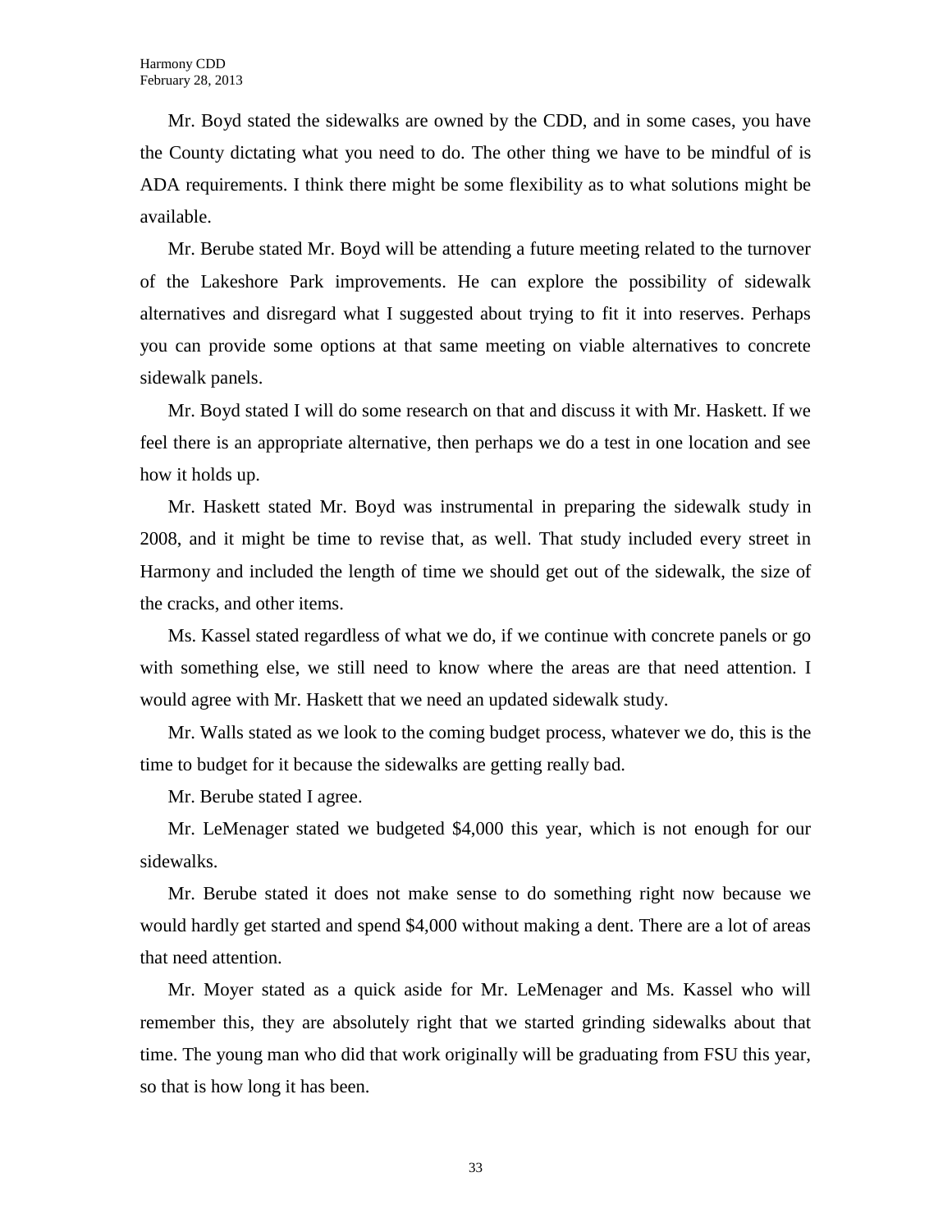Mr. Boyd stated the sidewalks are owned by the CDD, and in some cases, you have the County dictating what you need to do. The other thing we have to be mindful of is ADA requirements. I think there might be some flexibility as to what solutions might be available.

Mr. Berube stated Mr. Boyd will be attending a future meeting related to the turnover of the Lakeshore Park improvements. He can explore the possibility of sidewalk alternatives and disregard what I suggested about trying to fit it into reserves. Perhaps you can provide some options at that same meeting on viable alternatives to concrete sidewalk panels.

Mr. Boyd stated I will do some research on that and discuss it with Mr. Haskett. If we feel there is an appropriate alternative, then perhaps we do a test in one location and see how it holds up.

Mr. Haskett stated Mr. Boyd was instrumental in preparing the sidewalk study in 2008, and it might be time to revise that, as well. That study included every street in Harmony and included the length of time we should get out of the sidewalk, the size of the cracks, and other items.

Ms. Kassel stated regardless of what we do, if we continue with concrete panels or go with something else, we still need to know where the areas are that need attention. I would agree with Mr. Haskett that we need an updated sidewalk study.

Mr. Walls stated as we look to the coming budget process, whatever we do, this is the time to budget for it because the sidewalks are getting really bad.

Mr. Berube stated I agree.

Mr. LeMenager stated we budgeted $4,000 this year, which is not enough for our sidewalks.

Mr. Berube stated it does not make sense to do something right now because we would hardly get started and spend $4,000 without making a dent. There are a lot of areas that need attention.

Mr. Moyer stated as a quick aside for Mr. LeMenager and Ms. Kassel who will remember this, they are absolutely right that we started grinding sidewalks about that time. The young man who did that work originally will be graduating from FSU this year, so that is how long it has been.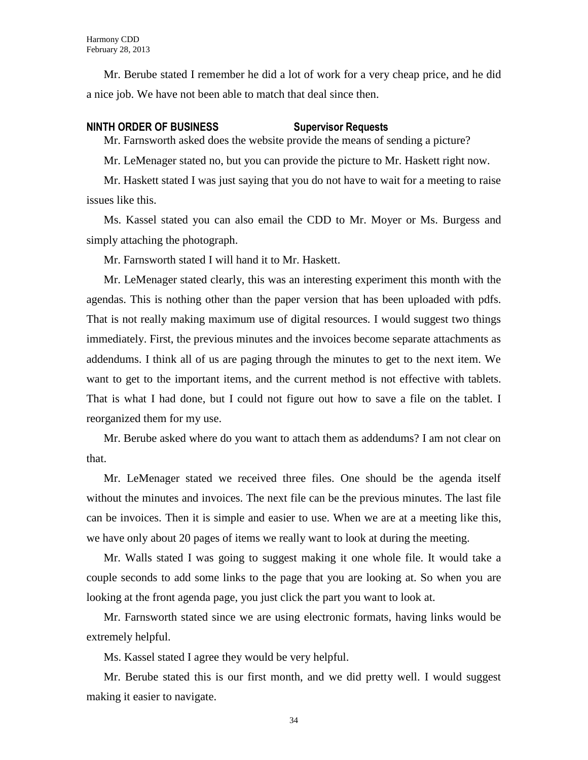Mr. Berube stated I remember he did a lot of work for a very cheap price, and he did a nice job. We have not been able to match that deal since then.

**NINTH ORDER OF BUSINESS Supervisor Requests**

Mr. Farnsworth asked does the website provide the means of sending a picture?

Mr. LeMenager stated no, but you can provide the picture to Mr. Haskett right now.

Mr. Haskett stated I was just saying that you do not have to wait for a meeting to raise issues like this.

Ms. Kassel stated you can also email the CDD to Mr. Moyer or Ms. Burgess and simply attaching the photograph.

Mr. Farnsworth stated I will hand it to Mr. Haskett.

Mr. LeMenager stated clearly, this was an interesting experiment this month with the agendas. This is nothing other than the paper version that has been uploaded with pdfs. That is not really making maximum use of digital resources. I would suggest two things immediately. First, the previous minutes and the invoices become separate attachments as addendums. I think all of us are paging through the minutes to get to the next item. We want to get to the important items, and the current method is not effective with tablets. That is what I had done, but I could not figure out how to save a file on the tablet. I reorganized them for my use.

Mr. Berube asked where do you want to attach them as addendums? I am not clear on that.

Mr. LeMenager stated we received three files. One should be the agenda itself without the minutes and invoices. The next file can be the previous minutes. The last file can be invoices. Then it is simple and easier to use. When we are at a meeting like this, we have only about 20 pages of items we really want to look at during the meeting.

Mr. Walls stated I was going to suggest making it one whole file. It would take a couple seconds to add some links to the page that you are looking at. So when you are looking at the front agenda page, you just click the part you want to look at.

Mr. Farnsworth stated since we are using electronic formats, having links would be extremely helpful.

Ms. Kassel stated I agree they would be very helpful.

Mr. Berube stated this is our first month, and we did pretty well. I would suggest making it easier to navigate.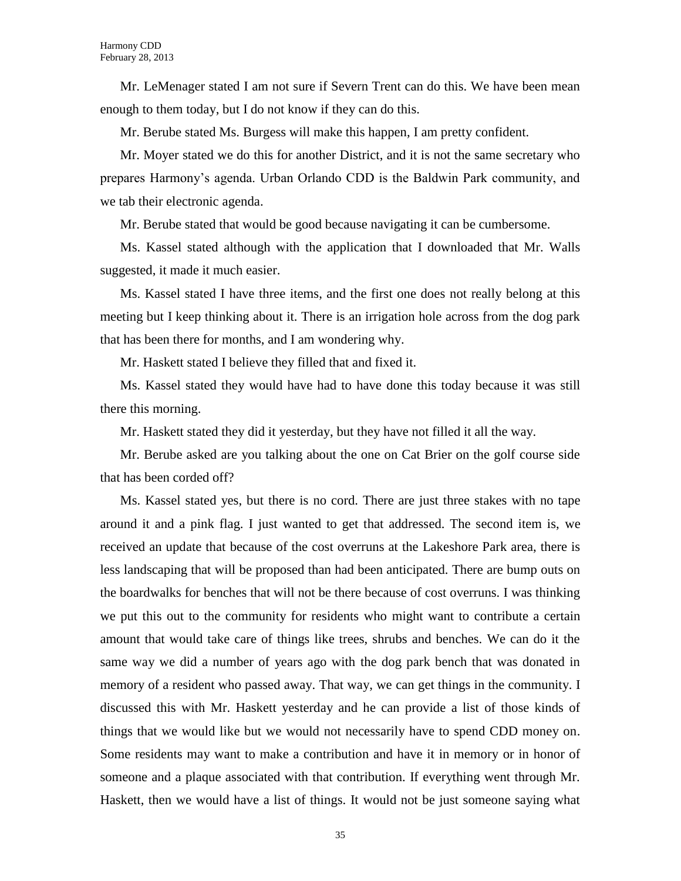Mr. LeMenager stated I am not sure if Severn Trent can do this. We have been mean enough to them today, but I do not know if they can do this.

Mr. Berube stated Ms. Burgess will make this happen, I am pretty confident.

Mr. Moyer stated we do this for another District, and it is not the same secretary who prepares Harmony's agenda. Urban Orlando CDD is the Baldwin Park community, and we tab their electronic agenda.

Mr. Berube stated that would be good because navigating it can be cumbersome.

Ms. Kassel stated although with the application that I downloaded that Mr. Walls suggested, it made it much easier.

Ms. Kassel stated I have three items, and the first one does not really belong at this meeting but I keep thinking about it. There is an irrigation hole across from the dog park that has been there for months, and I am wondering why.

Mr. Haskett stated I believe they filled that and fixed it.

Ms. Kassel stated they would have had to have done this today because it was still there this morning.

Mr. Haskett stated they did it yesterday, but they have not filled it all the way.

Mr. Berube asked are you talking about the one on Cat Brier on the golf course side that has been corded off?

Ms. Kassel stated yes, but there is no cord. There are just three stakes with no tape around it and a pink flag. I just wanted to get that addressed. The second item is, we received an update that because of the cost overruns at the Lakeshore Park area, there is less landscaping that will be proposed than had been anticipated. There are bump outs on the boardwalks for benches that will not be there because of cost overruns. I was thinking we put this out to the community for residents who might want to contribute a certain amount that would take care of things like trees, shrubs and benches. We can do it the same way we did a number of years ago with the dog park bench that was donated in memory of a resident who passed away. That way, we can get things in the community. I discussed this with Mr. Haskett yesterday and he can provide a list of those kinds of things that we would like but we would not necessarily have to spend CDD money on. Some residents may want to make a contribution and have it in memory or in honor of someone and a plaque associated with that contribution. If everything went through Mr. Haskett, then we would have a list of things. It would not be just someone saying what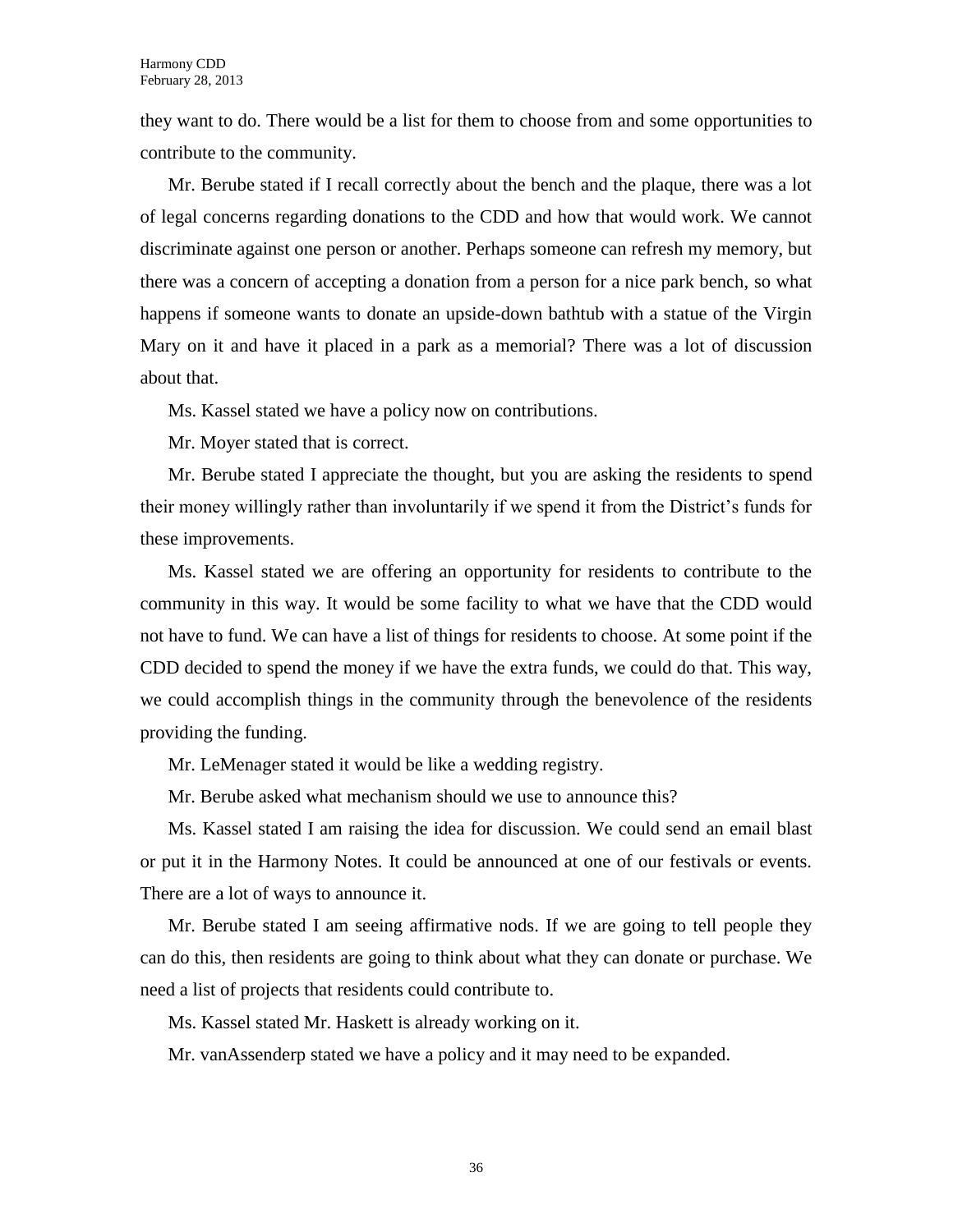they want to do. There would be a list for them to choose from and some opportunities to contribute to the community.

Mr. Berube stated if I recall correctly about the bench and the plaque, there was a lot of legal concerns regarding donations to the CDD and how that would work. We cannot discriminate against one person or another. Perhaps someone can refresh my memory, but there was a concern of accepting a donation from a person for a nice park bench, so what happens if someone wants to donate an upside-down bathtub with a statue of the Virgin Mary on it and have it placed in a park as a memorial? There was a lot of discussion about that.

Ms. Kassel stated we have a policy now on contributions.

Mr. Moyer stated that is correct.

Mr. Berube stated I appreciate the thought, but you are asking the residents to spend their money willingly rather than involuntarily if we spend it from the District's funds for these improvements.

Ms. Kassel stated we are offering an opportunity for residents to contribute to the community in this way. It would be some facility to what we have that the CDD would not have to fund. We can have a list of things for residents to choose. At some point if the CDD decided to spend the money if we have the extra funds, we could do that. This way, we could accomplish things in the community through the benevolence of the residents providing the funding.

Mr. LeMenager stated it would be like a wedding registry.

Mr. Berube asked what mechanism should we use to announce this?

Ms. Kassel stated I am raising the idea for discussion. We could send an email blast or put it in the Harmony Notes. It could be announced at one of our festivals or events. There are a lot of ways to announce it.

Mr. Berube stated I am seeing affirmative nods. If we are going to tell people they can do this, then residents are going to think about what they can donate or purchase. We need a list of projects that residents could contribute to.

Ms. Kassel stated Mr. Haskett is already working on it.

Mr. vanAssenderp stated we have a policy and it may need to be expanded.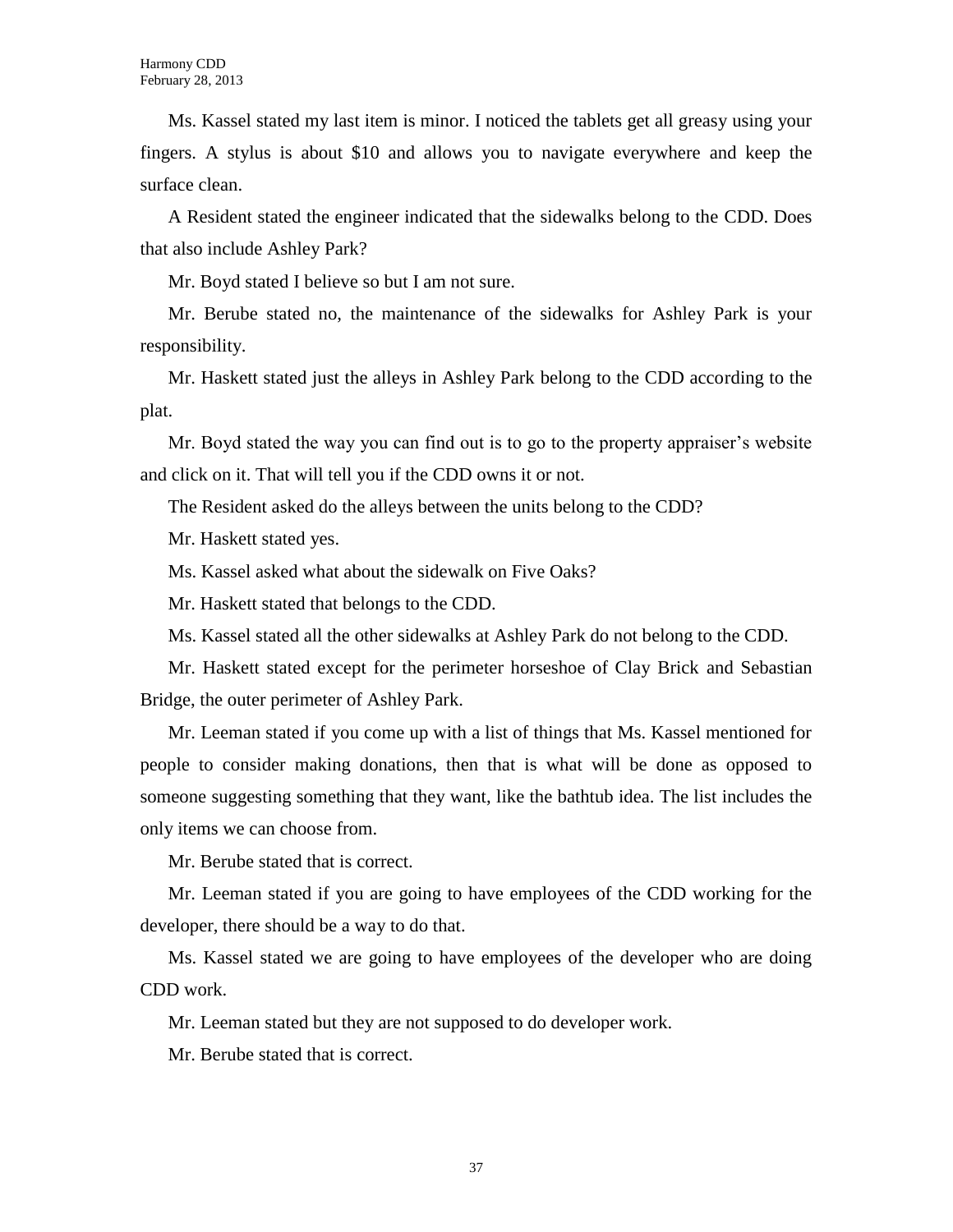Ms. Kassel stated my last item is minor. I noticed the tablets get all greasy using your fingers. A stylus is about $10 and allows you to navigate everywhere and keep the surface clean.

A Resident stated the engineer indicated that the sidewalks belong to the CDD. Does that also include Ashley Park?

Mr. Boyd stated I believe so but I am not sure.

Mr. Berube stated no, the maintenance of the sidewalks for Ashley Park is your responsibility.

Mr. Haskett stated just the alleys in Ashley Park belong to the CDD according to the plat.

Mr. Boyd stated the way you can find out is to go to the property appraiser's website and click on it. That will tell you if the CDD owns it or not.

The Resident asked do the alleys between the units belong to the CDD?

Mr. Haskett stated yes.

Ms. Kassel asked what about the sidewalk on Five Oaks?

Mr. Haskett stated that belongs to the CDD.

Ms. Kassel stated all the other sidewalks at Ashley Park do not belong to the CDD.

Mr. Haskett stated except for the perimeter horseshoe of Clay Brick and Sebastian Bridge, the outer perimeter of Ashley Park.

Mr. Leeman stated if you come up with a list of things that Ms. Kassel mentioned for people to consider making donations, then that is what will be done as opposed to someone suggesting something that they want, like the bathtub idea. The list includes the only items we can choose from.

Mr. Berube stated that is correct.

Mr. Leeman stated if you are going to have employees of the CDD working for the developer, there should be a way to do that.

Ms. Kassel stated we are going to have employees of the developer who are doing CDD work.

Mr. Leeman stated but they are not supposed to do developer work.

Mr. Berube stated that is correct.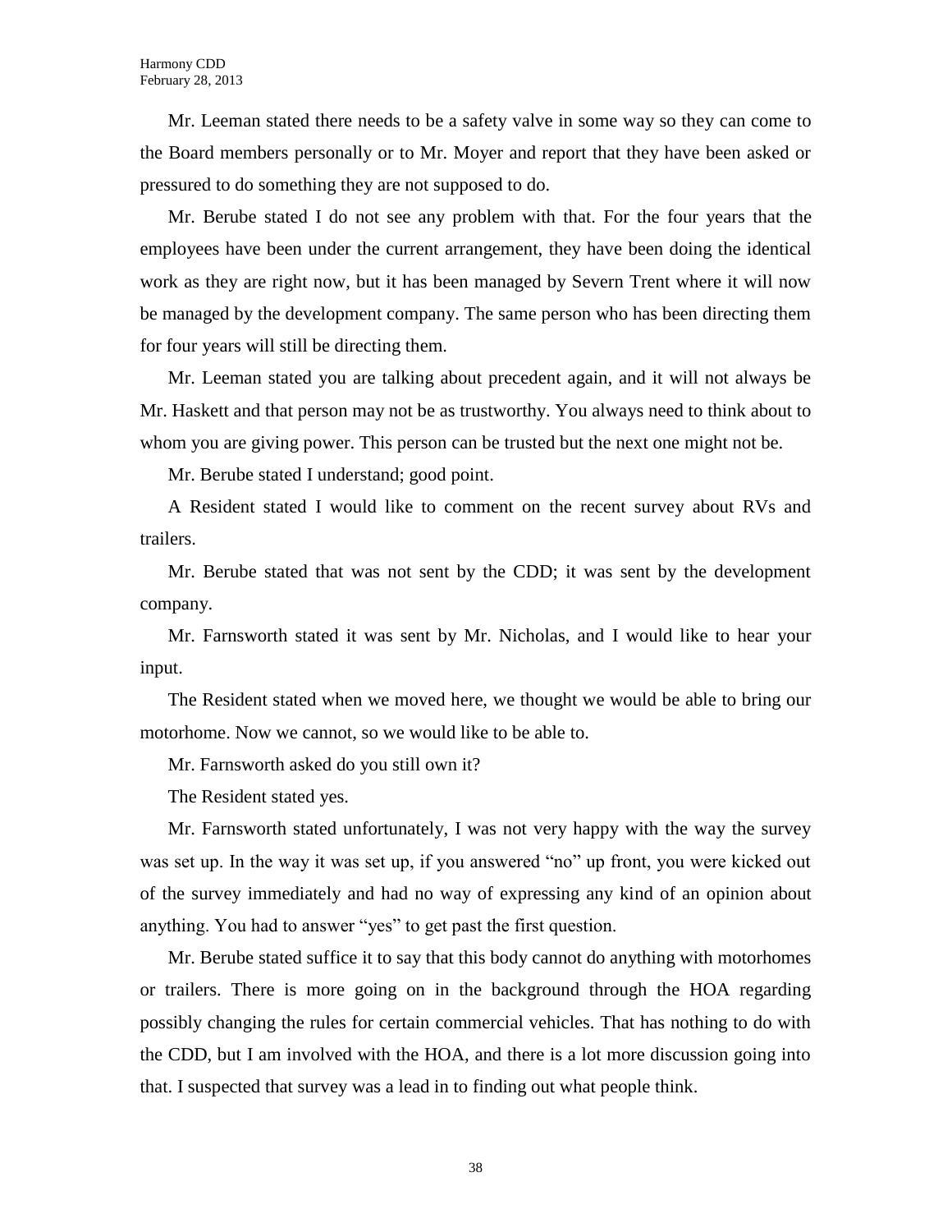Mr. Leeman stated there needs to be a safety valve in some way so they can come to the Board members personally or to Mr. Moyer and report that they have been asked or pressured to do something they are not supposed to do.

Mr. Berube stated I do not see any problem with that. For the four years that the employees have been under the current arrangement, they have been doing the identical work as they are right now, but it has been managed by Severn Trent where it will now be managed by the development company. The same person who has been directing them for four years will still be directing them.

Mr. Leeman stated you are talking about precedent again, and it will not always be Mr. Haskett and that person may not be as trustworthy. You always need to think about to whom you are giving power. This person can be trusted but the next one might not be.

Mr. Berube stated I understand; good point.

A Resident stated I would like to comment on the recent survey about RVs and trailers.

Mr. Berube stated that was not sent by the CDD; it was sent by the development company.

Mr. Farnsworth stated it was sent by Mr. Nicholas, and I would like to hear your input.

The Resident stated when we moved here, we thought we would be able to bring our motorhome. Now we cannot, so we would like to be able to.

Mr. Farnsworth asked do you still own it?

The Resident stated yes.

Mr. Farnsworth stated unfortunately, I was not very happy with the way the survey was set up. In the way it was set up, if you answered "no" up front, you were kicked out of the survey immediately and had no way of expressing any kind of an opinion about anything. You had to answer "yes" to get past the first question.

Mr. Berube stated suffice it to say that this body cannot do anything with motorhomes or trailers. There is more going on in the background through the HOA regarding possibly changing the rules for certain commercial vehicles. That has nothing to do with the CDD, but I am involved with the HOA, and there is a lot more discussion going into that. I suspected that survey was a lead in to finding out what people think.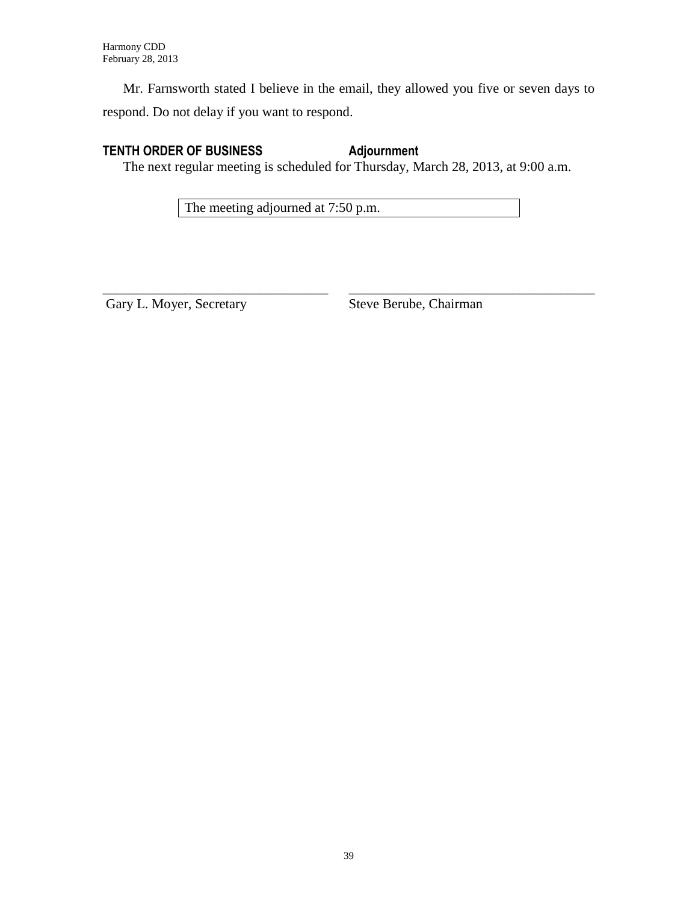Mr. Farnsworth stated I believe in the email, they allowed you five or seven days to respond. Do not delay if you want to respond.

**TENTH ORDER OF BUSINESS Adjournment**

The next regular meeting is scheduled for Thursday, March 28, 2013, at 9:00 a.m.

The meeting adjourned at 7:50 p.m.

\_\_\_\_\_\_\_\_\_\_\_\_\_\_\_\_\_\_\_\_\_\_\_\_\_\_\_\_\_\_\_\_\_\_ \_\_\_\_\_\_\_\_\_\_\_\_\_\_\_\_\_\_\_\_\_\_\_\_\_\_\_\_\_\_\_\_\_\_\_\_\_

Gary L. Moyer, Secretary Steve Berube, Chairman